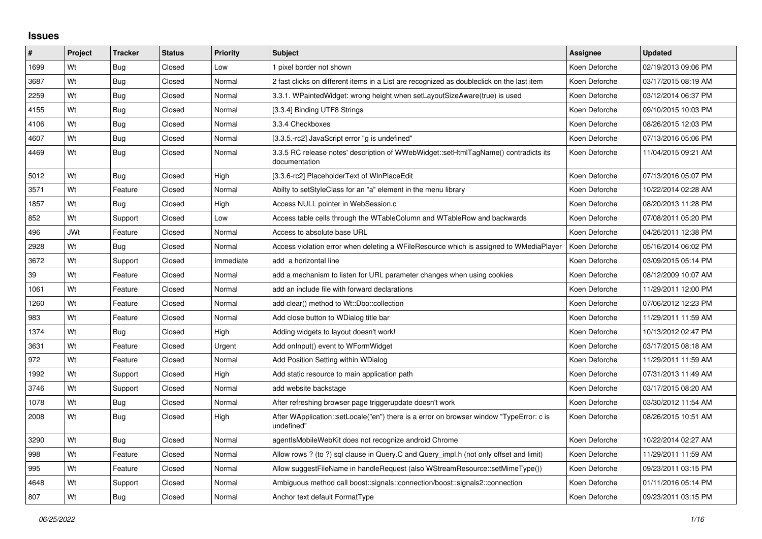# Issues

| # | Project | Tracker | Status | Priority | Subject | Assignee | Updated |
|---|---|---|---|---|---|---|---|
| 1699 | Wt | Bug | Closed | Low | 1 pixel border not shown | Koen Deforche | 02/19/2013 09:06 PM |
| 3687 | Wt | Bug | Closed | Normal | 2 fast clicks on different items in a List are recognized as doubleclick on the last item | Koen Deforche | 03/17/2015 08:19 AM |
| 2259 | Wt | Bug | Closed | Normal | 3.3.1. WPaintedWidget: wrong height when setLayoutSizeAware(true) is used | Koen Deforche | 03/12/2014 06:37 PM |
| 4155 | Wt | Bug | Closed | Normal | [3.3.4] Binding UTF8 Strings | Koen Deforche | 09/10/2015 10:03 PM |
| 4106 | Wt | Bug | Closed | Normal | 3.3.4 Checkboxes | Koen Deforche | 08/26/2015 12:03 PM |
| 4607 | Wt | Bug | Closed | Normal | [3.3.5.-rc2] JavaScript error "g is undefined" | Koen Deforche | 07/13/2016 05:06 PM |
| 4469 | Wt | Bug | Closed | Normal | 3.3.5 RC release notes' description of WWebWidget::setHtmlTagName() contradicts its documentation | Koen Deforche | 11/04/2015 09:21 AM |
| 5012 | Wt | Bug | Closed | High | [3.3.6-rc2] PlaceholderText of WInPlaceEdit | Koen Deforche | 07/13/2016 05:07 PM |
| 3571 | Wt | Feature | Closed | Normal | Abilty to setStyleClass for an "a" element in the menu library | Koen Deforche | 10/22/2014 02:28 AM |
| 1857 | Wt | Bug | Closed | High | Access NULL pointer in WebSession.c | Koen Deforche | 08/20/2013 11:28 PM |
| 852 | Wt | Support | Closed | Low | Access table cells through the WTableColumn and WTableRow and backwards | Koen Deforche | 07/08/2011 05:20 PM |
| 496 | JWt | Feature | Closed | Normal | Access to absolute base URL | Koen Deforche | 04/26/2011 12:38 PM |
| 2928 | Wt | Bug | Closed | Normal | Access violation error when deleting a WFileResource which is assigned to WMediaPlayer | Koen Deforche | 05/16/2014 06:02 PM |
| 3672 | Wt | Support | Closed | Immediate | add a horizontal line | Koen Deforche | 03/09/2015 05:14 PM |
| 39 | Wt | Feature | Closed | Normal | add a mechanism to listen for URL parameter changes when using cookies | Koen Deforche | 08/12/2009 10:07 AM |
| 1061 | Wt | Feature | Closed | Normal | add an include file with forward declarations | Koen Deforche | 11/29/2011 12:00 PM |
| 1260 | Wt | Feature | Closed | Normal | add clear() method to Wt::Dbo::collection | Koen Deforche | 07/06/2012 12:23 PM |
| 983 | Wt | Feature | Closed | Normal | Add close button to WDialog title bar | Koen Deforche | 11/29/2011 11:59 AM |
| 1374 | Wt | Bug | Closed | High | Adding widgets to layout doesn't work! | Koen Deforche | 10/13/2012 02:47 PM |
| 3631 | Wt | Feature | Closed | Urgent | Add onInput() event to WFormWidget | Koen Deforche | 03/17/2015 08:18 AM |
| 972 | Wt | Feature | Closed | Normal | Add Position Setting within WDialog | Koen Deforche | 11/29/2011 11:59 AM |
| 1992 | Wt | Support | Closed | High | Add static resource to main application path | Koen Deforche | 07/31/2013 11:49 AM |
| 3746 | Wt | Support | Closed | Normal | add website backstage | Koen Deforche | 03/17/2015 08:20 AM |
| 1078 | Wt | Bug | Closed | Normal | After refreshing browser page triggerupdate doesn't work | Koen Deforche | 03/30/2012 11:54 AM |
| 2008 | Wt | Bug | Closed | High | After WApplication::setLocale("en") there is a error on browser window "TypeError: c is undefined" | Koen Deforche | 08/26/2015 10:51 AM |
| 3290 | Wt | Bug | Closed | Normal | agentIsMobileWebKit does not recognize android Chrome | Koen Deforche | 10/22/2014 02:27 AM |
| 998 | Wt | Feature | Closed | Normal | Allow rows ? (to ?) sql clause in Query.C and Query_impl.h (not only offset and limit) | Koen Deforche | 11/29/2011 11:59 AM |
| 995 | Wt | Feature | Closed | Normal | Allow suggestFileName in handleRequest (also WStreamResource::setMimeType()) | Koen Deforche | 09/23/2011 03:15 PM |
| 4648 | Wt | Support | Closed | Normal | Ambiguous method call boost::signals::connection/boost::signals2::connection | Koen Deforche | 01/11/2016 05:14 PM |
| 807 | Wt | Bug | Closed | Normal | Anchor text default FormatType | Koen Deforche | 09/23/2011 03:15 PM |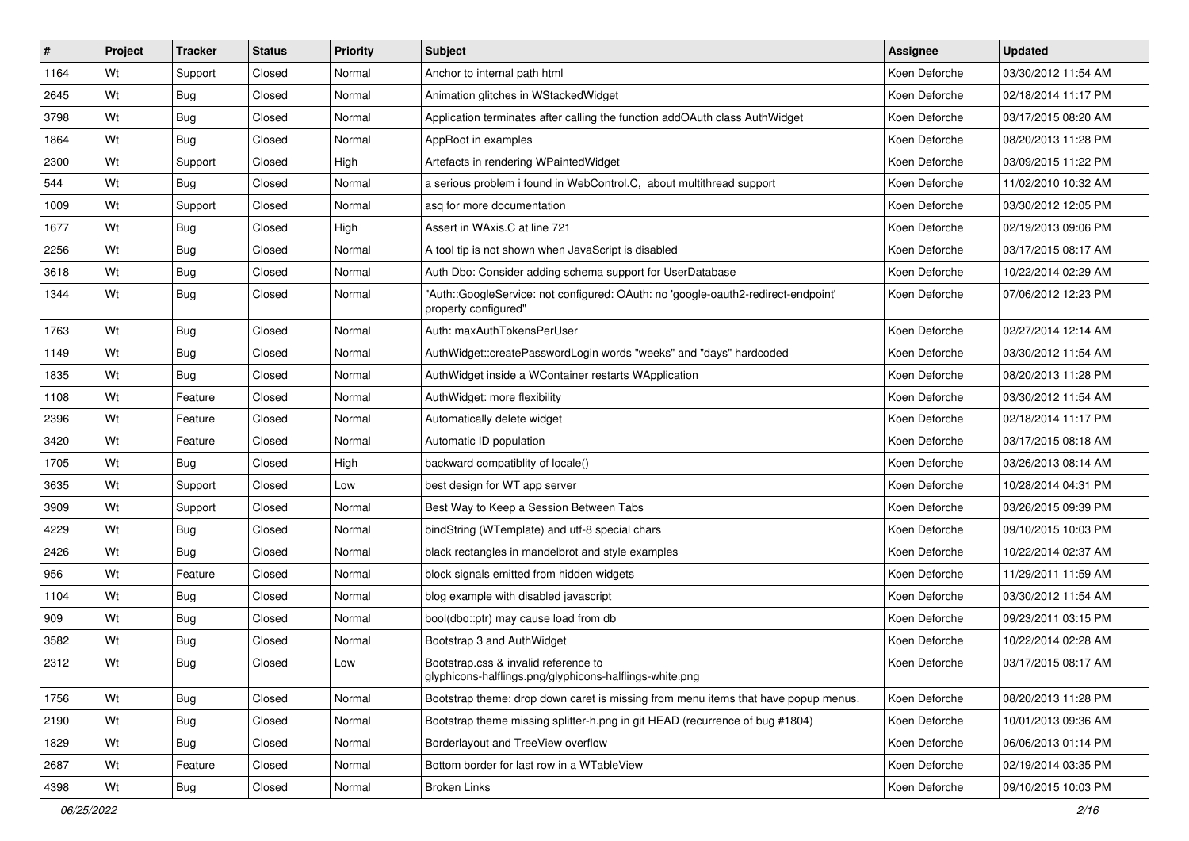| # | Project | Tracker | Status | Priority | Subject | Assignee | Updated |
|---|---|---|---|---|---|---|---|
| 1164 | Wt | Support | Closed | Normal | Anchor to internal path html | Koen Deforche | 03/30/2012 11:54 AM |
| 2645 | Wt | Bug | Closed | Normal | Animation glitches in WStackedWidget | Koen Deforche | 02/18/2014 11:17 PM |
| 3798 | Wt | Bug | Closed | Normal | Application terminates after calling the function addOAuth class AuthWidget | Koen Deforche | 03/17/2015 08:20 AM |
| 1864 | Wt | Bug | Closed | Normal | AppRoot in examples | Koen Deforche | 08/20/2013 11:28 PM |
| 2300 | Wt | Support | Closed | High | Artefacts in rendering WPaintedWidget | Koen Deforche | 03/09/2015 11:22 PM |
| 544 | Wt | Bug | Closed | Normal | a serious problem i found in WebControl.C, about multithread support | Koen Deforche | 11/02/2010 10:32 AM |
| 1009 | Wt | Support | Closed | Normal | asq for more documentation | Koen Deforche | 03/30/2012 12:05 PM |
| 1677 | Wt | Bug | Closed | High | Assert in WAxis.C at line 721 | Koen Deforche | 02/19/2013 09:06 PM |
| 2256 | Wt | Bug | Closed | Normal | A tool tip is not shown when JavaScript is disabled | Koen Deforche | 03/17/2015 08:17 AM |
| 3618 | Wt | Bug | Closed | Normal | Auth Dbo: Consider adding schema support for UserDatabase | Koen Deforche | 10/22/2014 02:29 AM |
| 1344 | Wt | Bug | Closed | Normal | "Auth::GoogleService: not configured: OAuth: no 'google-oauth2-redirect-endpoint' property configured" | Koen Deforche | 07/06/2012 12:23 PM |
| 1763 | Wt | Bug | Closed | Normal | Auth: maxAuthTokensPerUser | Koen Deforche | 02/27/2014 12:14 AM |
| 1149 | Wt | Bug | Closed | Normal | AuthWidget::createPasswordLogin words "weeks" and "days" hardcoded | Koen Deforche | 03/30/2012 11:54 AM |
| 1835 | Wt | Bug | Closed | Normal | AuthWidget inside a WContainer restarts WApplication | Koen Deforche | 08/20/2013 11:28 PM |
| 1108 | Wt | Feature | Closed | Normal | AuthWidget: more flexibility | Koen Deforche | 03/30/2012 11:54 AM |
| 2396 | Wt | Feature | Closed | Normal | Automatically delete widget | Koen Deforche | 02/18/2014 11:17 PM |
| 3420 | Wt | Feature | Closed | Normal | Automatic ID population | Koen Deforche | 03/17/2015 08:18 AM |
| 1705 | Wt | Bug | Closed | High | backward compatiblity of locale() | Koen Deforche | 03/26/2013 08:14 AM |
| 3635 | Wt | Support | Closed | Low | best design for WT app server | Koen Deforche | 10/28/2014 04:31 PM |
| 3909 | Wt | Support | Closed | Normal | Best Way to Keep a Session Between Tabs | Koen Deforche | 03/26/2015 09:39 PM |
| 4229 | Wt | Bug | Closed | Normal | bindString (WTemplate) and utf-8 special chars | Koen Deforche | 09/10/2015 10:03 PM |
| 2426 | Wt | Bug | Closed | Normal | black rectangles in mandelbrot and style examples | Koen Deforche | 10/22/2014 02:37 AM |
| 956 | Wt | Feature | Closed | Normal | block signals emitted from hidden widgets | Koen Deforche | 11/29/2011 11:59 AM |
| 1104 | Wt | Bug | Closed | Normal | blog example with disabled javascript | Koen Deforche | 03/30/2012 11:54 AM |
| 909 | Wt | Bug | Closed | Normal | bool(dbo::ptr) may cause load from db | Koen Deforche | 09/23/2011 03:15 PM |
| 3582 | Wt | Bug | Closed | Normal | Bootstrap 3 and AuthWidget | Koen Deforche | 10/22/2014 02:28 AM |
| 2312 | Wt | Bug | Closed | Low | Bootstrap.css & invalid reference to glyphicons-halflings.png/glyphicons-halflings-white.png | Koen Deforche | 03/17/2015 08:17 AM |
| 1756 | Wt | Bug | Closed | Normal | Bootstrap theme: drop down caret is missing from menu items that have popup menus. | Koen Deforche | 08/20/2013 11:28 PM |
| 2190 | Wt | Bug | Closed | Normal | Bootstrap theme missing splitter-h.png in git HEAD (recurrence of bug #1804) | Koen Deforche | 10/01/2013 09:36 AM |
| 1829 | Wt | Bug | Closed | Normal | Borderlayout and TreeView overflow | Koen Deforche | 06/06/2013 01:14 PM |
| 2687 | Wt | Feature | Closed | Normal | Bottom border for last row in a WTableView | Koen Deforche | 02/19/2014 03:35 PM |
| 4398 | Wt | Bug | Closed | Normal | Broken Links | Koen Deforche | 09/10/2015 10:03 PM |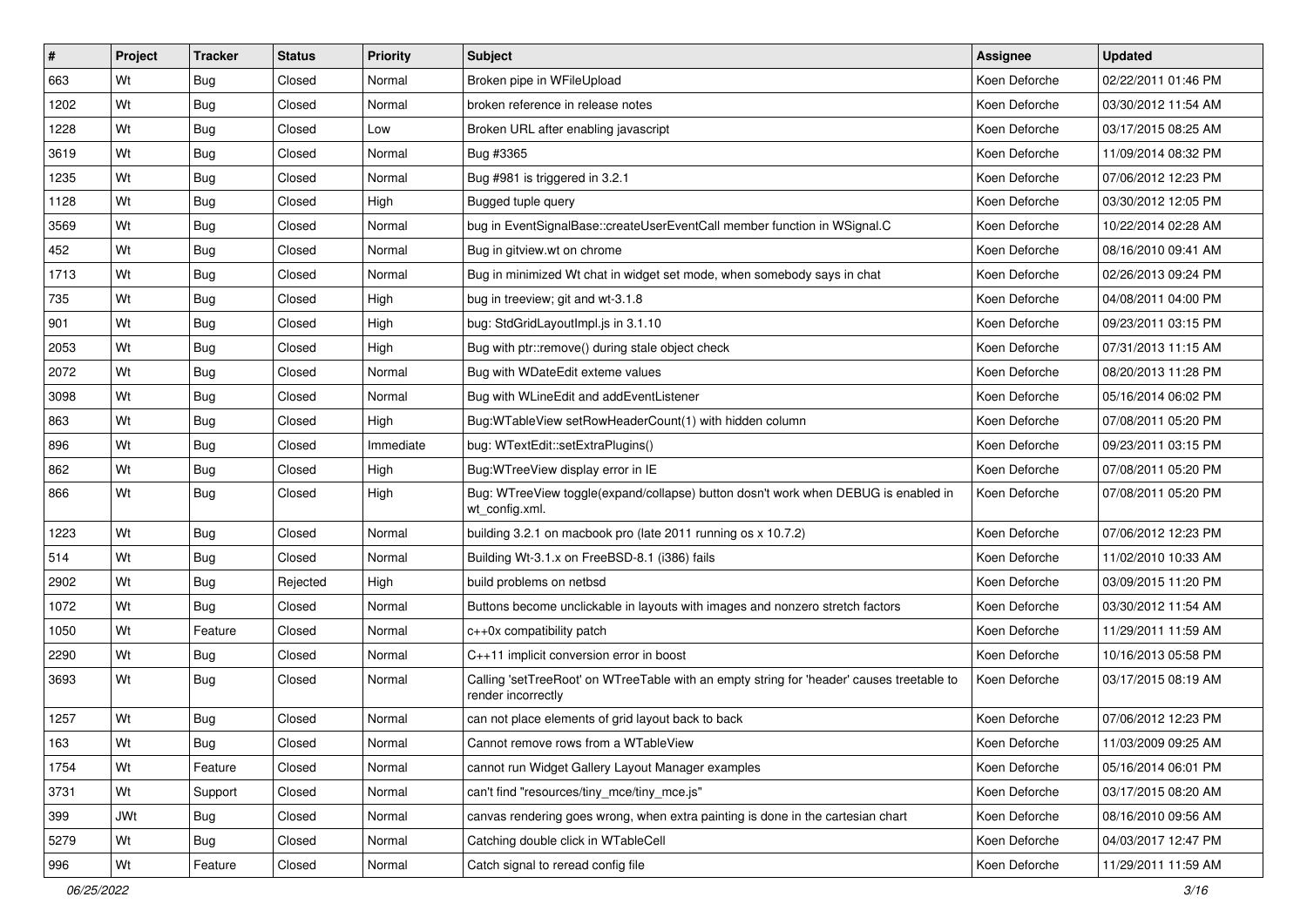| # | Project | Tracker | Status | Priority | Subject | Assignee | Updated |
|---|---|---|---|---|---|---|---|
| 663 | Wt | Bug | Closed | Normal | Broken pipe in WFileUpload | Koen Deforche | 02/22/2011 01:46 PM |
| 1202 | Wt | Bug | Closed | Normal | broken reference in release notes | Koen Deforche | 03/30/2012 11:54 AM |
| 1228 | Wt | Bug | Closed | Low | Broken URL after enabling javascript | Koen Deforche | 03/17/2015 08:25 AM |
| 3619 | Wt | Bug | Closed | Normal | Bug #3365 | Koen Deforche | 11/09/2014 08:32 PM |
| 1235 | Wt | Bug | Closed | Normal | Bug #981 is triggered in 3.2.1 | Koen Deforche | 07/06/2012 12:23 PM |
| 1128 | Wt | Bug | Closed | High | Bugged tuple query | Koen Deforche | 03/30/2012 12:05 PM |
| 3569 | Wt | Bug | Closed | Normal | bug in EventSignalBase::createUserEventCall member function in WSignal.C | Koen Deforche | 10/22/2014 02:28 AM |
| 452 | Wt | Bug | Closed | Normal | Bug in gitview.wt on chrome | Koen Deforche | 08/16/2010 09:41 AM |
| 1713 | Wt | Bug | Closed | Normal | Bug in minimized Wt chat in widget set mode, when somebody says in chat | Koen Deforche | 02/26/2013 09:24 PM |
| 735 | Wt | Bug | Closed | High | bug in treeview; git and wt-3.1.8 | Koen Deforche | 04/08/2011 04:00 PM |
| 901 | Wt | Bug | Closed | High | bug: StdGridLayoutImpl.js in 3.1.10 | Koen Deforche | 09/23/2011 03:15 PM |
| 2053 | Wt | Bug | Closed | High | Bug with ptr::remove() during stale object check | Koen Deforche | 07/31/2013 11:15 AM |
| 2072 | Wt | Bug | Closed | Normal | Bug with WDateEdit exteme values | Koen Deforche | 08/20/2013 11:28 PM |
| 3098 | Wt | Bug | Closed | Normal | Bug with WLineEdit and addEventListener | Koen Deforche | 05/16/2014 06:02 PM |
| 863 | Wt | Bug | Closed | High | Bug:WTableView setRowHeaderCount(1) with hidden column | Koen Deforche | 07/08/2011 05:20 PM |
| 896 | Wt | Bug | Closed | Immediate | bug: WTextEdit::setExtraPlugins() | Koen Deforche | 09/23/2011 03:15 PM |
| 862 | Wt | Bug | Closed | High | Bug:WTreeView display error in IE | Koen Deforche | 07/08/2011 05:20 PM |
| 866 | Wt | Bug | Closed | High | Bug: WTreeView toggle(expand/collapse) button dosn't work when DEBUG is enabled in wt_config.xml. | Koen Deforche | 07/08/2011 05:20 PM |
| 1223 | Wt | Bug | Closed | Normal | building 3.2.1 on macbook pro (late 2011 running os x 10.7.2) | Koen Deforche | 07/06/2012 12:23 PM |
| 514 | Wt | Bug | Closed | Normal | Building Wt-3.1.x on FreeBSD-8.1 (i386) fails | Koen Deforche | 11/02/2010 10:33 AM |
| 2902 | Wt | Bug | Rejected | High | build problems on netbsd | Koen Deforche | 03/09/2015 11:20 PM |
| 1072 | Wt | Bug | Closed | Normal | Buttons become unclickable in layouts with images and nonzero stretch factors | Koen Deforche | 03/30/2012 11:54 AM |
| 1050 | Wt | Feature | Closed | Normal | c++0x compatibility patch | Koen Deforche | 11/29/2011 11:59 AM |
| 2290 | Wt | Bug | Closed | Normal | C++11 implicit conversion error in boost | Koen Deforche | 10/16/2013 05:58 PM |
| 3693 | Wt | Bug | Closed | Normal | Calling 'setTreeRoot' on WTreeTable with an empty string for 'header' causes treetable to render incorrectly | Koen Deforche | 03/17/2015 08:19 AM |
| 1257 | Wt | Bug | Closed | Normal | can not place elements of grid layout back to back | Koen Deforche | 07/06/2012 12:23 PM |
| 163 | Wt | Bug | Closed | Normal | Cannot remove rows from a WTableView | Koen Deforche | 11/03/2009 09:25 AM |
| 1754 | Wt | Feature | Closed | Normal | cannot run Widget Gallery Layout Manager examples | Koen Deforche | 05/16/2014 06:01 PM |
| 3731 | Wt | Support | Closed | Normal | can't find "resources/tiny_mce/tiny_mce.js" | Koen Deforche | 03/17/2015 08:20 AM |
| 399 | JWt | Bug | Closed | Normal | canvas rendering goes wrong, when extra painting is done in the cartesian chart | Koen Deforche | 08/16/2010 09:56 AM |
| 5279 | Wt | Bug | Closed | Normal | Catching double click in WTableCell | Koen Deforche | 04/03/2017 12:47 PM |
| 996 | Wt | Feature | Closed | Normal | Catch signal to reread config file | Koen Deforche | 11/29/2011 11:59 AM |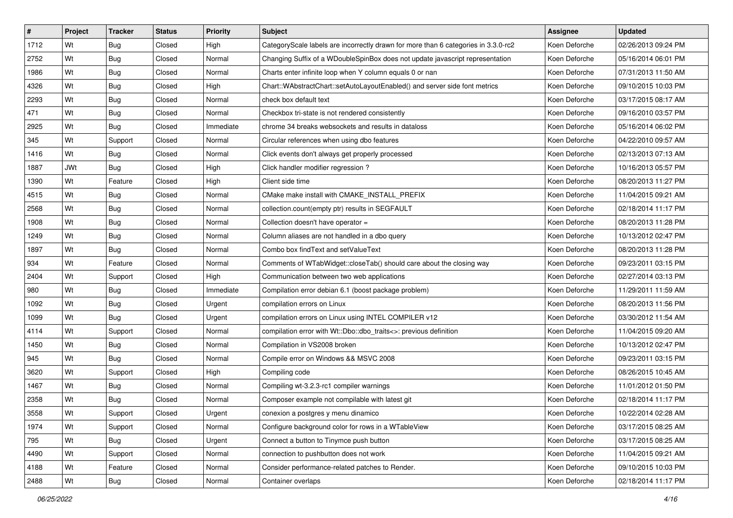| # | Project | Tracker | Status | Priority | Subject | Assignee | Updated |
|---|---|---|---|---|---|---|---|
| 1712 | Wt | Bug | Closed | High | CategoryScale labels are incorrectly drawn for more than 6 categories in 3.3.0-rc2 | Koen Deforche | 02/26/2013 09:24 PM |
| 2752 | Wt | Bug | Closed | Normal | Changing Suffix of a WDoubleSpinBox does not update javascript representation | Koen Deforche | 05/16/2014 06:01 PM |
| 1986 | Wt | Bug | Closed | Normal | Charts enter infinite loop when Y column equals 0 or nan | Koen Deforche | 07/31/2013 11:50 AM |
| 4326 | Wt | Bug | Closed | High | Chart::WAbstractChart::setAutoLayoutEnabled() and server side font metrics | Koen Deforche | 09/10/2015 10:03 PM |
| 2293 | Wt | Bug | Closed | Normal | check box default text | Koen Deforche | 03/17/2015 08:17 AM |
| 471 | Wt | Bug | Closed | Normal | Checkbox tri-state is not rendered consistently | Koen Deforche | 09/16/2010 03:57 PM |
| 2925 | Wt | Bug | Closed | Immediate | chrome 34 breaks websockets and results in dataloss | Koen Deforche | 05/16/2014 06:02 PM |
| 345 | Wt | Support | Closed | Normal | Circular references when using dbo features | Koen Deforche | 04/22/2010 09:57 AM |
| 1416 | Wt | Bug | Closed | Normal | Click events don't always get properly processed | Koen Deforche | 02/13/2013 07:13 AM |
| 1887 | JWt | Bug | Closed | High | Click handler modifier regression ? | Koen Deforche | 10/16/2013 05:57 PM |
| 1390 | Wt | Feature | Closed | High | Client side time | Koen Deforche | 08/20/2013 11:27 PM |
| 4515 | Wt | Bug | Closed | Normal | CMake make install with CMAKE_INSTALL_PREFIX | Koen Deforche | 11/04/2015 09:21 AM |
| 2568 | Wt | Bug | Closed | Normal | collection.count(empty ptr) results in SEGFAULT | Koen Deforche | 02/18/2014 11:17 PM |
| 1908 | Wt | Bug | Closed | Normal | Collection doesn't have operator = | Koen Deforche | 08/20/2013 11:28 PM |
| 1249 | Wt | Bug | Closed | Normal | Column aliases are not handled in a dbo query | Koen Deforche | 10/13/2012 02:47 PM |
| 1897 | Wt | Bug | Closed | Normal | Combo box findText and setValueText | Koen Deforche | 08/20/2013 11:28 PM |
| 934 | Wt | Feature | Closed | Normal | Comments of WTabWidget::closeTab() should care about the closing way | Koen Deforche | 09/23/2011 03:15 PM |
| 2404 | Wt | Support | Closed | High | Communication between two web applications | Koen Deforche | 02/27/2014 03:13 PM |
| 980 | Wt | Bug | Closed | Immediate | Compilation error debian 6.1 (boost package problem) | Koen Deforche | 11/29/2011 11:59 AM |
| 1092 | Wt | Bug | Closed | Urgent | compilation errors on Linux | Koen Deforche | 08/20/2013 11:56 PM |
| 1099 | Wt | Bug | Closed | Urgent | compilation errors on Linux using INTEL COMPILER v12 | Koen Deforche | 03/30/2012 11:54 AM |
| 4114 | Wt | Support | Closed | Normal | compilation error with Wt::Dbo::dbo_traits<>: previous definition | Koen Deforche | 11/04/2015 09:20 AM |
| 1450 | Wt | Bug | Closed | Normal | Compilation in VS2008 broken | Koen Deforche | 10/13/2012 02:47 PM |
| 945 | Wt | Bug | Closed | Normal | Compile error on Windows && MSVC 2008 | Koen Deforche | 09/23/2011 03:15 PM |
| 3620 | Wt | Support | Closed | High | Compiling code | Koen Deforche | 08/26/2015 10:45 AM |
| 1467 | Wt | Bug | Closed | Normal | Compiling wt-3.2.3-rc1 compiler warnings | Koen Deforche | 11/01/2012 01:50 PM |
| 2358 | Wt | Bug | Closed | Normal | Composer example not compilable with latest git | Koen Deforche | 02/18/2014 11:17 PM |
| 3558 | Wt | Support | Closed | Urgent | conexion a postgres y menu dinamico | Koen Deforche | 10/22/2014 02:28 AM |
| 1974 | Wt | Support | Closed | Normal | Configure background color for rows in a WTableView | Koen Deforche | 03/17/2015 08:25 AM |
| 795 | Wt | Bug | Closed | Urgent | Connect a button to Tinymce push button | Koen Deforche | 03/17/2015 08:25 AM |
| 4490 | Wt | Support | Closed | Normal | connection to pushbutton does not work | Koen Deforche | 11/04/2015 09:21 AM |
| 4188 | Wt | Feature | Closed | Normal | Consider performance-related patches to Render. | Koen Deforche | 09/10/2015 10:03 PM |
| 2488 | Wt | Bug | Closed | Normal | Container overlaps | Koen Deforche | 02/18/2014 11:17 PM |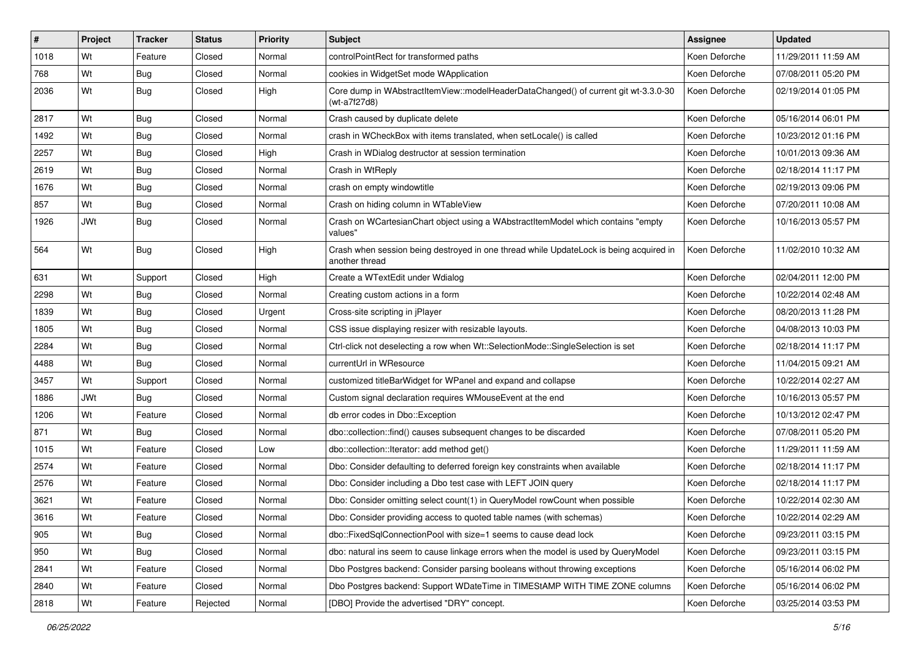| # | Project | Tracker | Status | Priority | Subject | Assignee | Updated |
|---|---|---|---|---|---|---|---|
| 1018 | Wt | Feature | Closed | Normal | controlPointRect for transformed paths | Koen Deforche | 11/29/2011 11:59 AM |
| 768 | Wt | Bug | Closed | Normal | cookies in WidgetSet mode WApplication | Koen Deforche | 07/08/2011 05:20 PM |
| 2036 | Wt | Bug | Closed | High | Core dump in WAbstractItemView::modelHeaderDataChanged() of current git wt-3.3.0-30 (wt-a7f27d8) | Koen Deforche | 02/19/2014 01:05 PM |
| 2817 | Wt | Bug | Closed | Normal | Crash caused by duplicate delete | Koen Deforche | 05/16/2014 06:01 PM |
| 1492 | Wt | Bug | Closed | Normal | crash in WCheckBox with items translated, when setLocale() is called | Koen Deforche | 10/23/2012 01:16 PM |
| 2257 | Wt | Bug | Closed | High | Crash in WDialog destructor at session termination | Koen Deforche | 10/01/2013 09:36 AM |
| 2619 | Wt | Bug | Closed | Normal | Crash in WtReply | Koen Deforche | 02/18/2014 11:17 PM |
| 1676 | Wt | Bug | Closed | Normal | crash on empty windowtitle | Koen Deforche | 02/19/2013 09:06 PM |
| 857 | Wt | Bug | Closed | Normal | Crash on hiding column in WTableView | Koen Deforche | 07/20/2011 10:08 AM |
| 1926 | JWt | Bug | Closed | Normal | Crash on WCartesianChart object using a WAbstractItemModel which contains "empty values" | Koen Deforche | 10/16/2013 05:57 PM |
| 564 | Wt | Bug | Closed | High | Crash when session being destroyed in one thread while UpdateLock is being acquired in another thread | Koen Deforche | 11/02/2010 10:32 AM |
| 631 | Wt | Support | Closed | High | Create a WTextEdit under Wdialog | Koen Deforche | 02/04/2011 12:00 PM |
| 2298 | Wt | Bug | Closed | Normal | Creating custom actions in a form | Koen Deforche | 10/22/2014 02:48 AM |
| 1839 | Wt | Bug | Closed | Urgent | Cross-site scripting in jPlayer | Koen Deforche | 08/20/2013 11:28 PM |
| 1805 | Wt | Bug | Closed | Normal | CSS issue displaying resizer with resizable layouts. | Koen Deforche | 04/08/2013 10:03 PM |
| 2284 | Wt | Bug | Closed | Normal | Ctrl-click not deselecting a row when Wt::SelectionMode::SingleSelection is set | Koen Deforche | 02/18/2014 11:17 PM |
| 4488 | Wt | Bug | Closed | Normal | currentUrl in WResource | Koen Deforche | 11/04/2015 09:21 AM |
| 3457 | Wt | Support | Closed | Normal | customized titleBarWidget for WPanel and expand and collapse | Koen Deforche | 10/22/2014 02:27 AM |
| 1886 | JWt | Bug | Closed | Normal | Custom signal declaration requires WMouseEvent at the end | Koen Deforche | 10/16/2013 05:57 PM |
| 1206 | Wt | Feature | Closed | Normal | db error codes in Dbo::Exception | Koen Deforche | 10/13/2012 02:47 PM |
| 871 | Wt | Bug | Closed | Normal | dbo::collection::find() causes subsequent changes to be discarded | Koen Deforche | 07/08/2011 05:20 PM |
| 1015 | Wt | Feature | Closed | Low | dbo::collection::Iterator: add method get() | Koen Deforche | 11/29/2011 11:59 AM |
| 2574 | Wt | Feature | Closed | Normal | Dbo: Consider defaulting to deferred foreign key constraints when available | Koen Deforche | 02/18/2014 11:17 PM |
| 2576 | Wt | Feature | Closed | Normal | Dbo: Consider including a Dbo test case with LEFT JOIN query | Koen Deforche | 02/18/2014 11:17 PM |
| 3621 | Wt | Feature | Closed | Normal | Dbo: Consider omitting select count(1) in QueryModel rowCount when possible | Koen Deforche | 10/22/2014 02:30 AM |
| 3616 | Wt | Feature | Closed | Normal | Dbo: Consider providing access to quoted table names (with schemas) | Koen Deforche | 10/22/2014 02:29 AM |
| 905 | Wt | Bug | Closed | Normal | dbo::FixedSqlConnectionPool with size=1 seems to cause dead lock | Koen Deforche | 09/23/2011 03:15 PM |
| 950 | Wt | Bug | Closed | Normal | dbo: natural ins seem to cause linkage errors when the model is used by QueryModel | Koen Deforche | 09/23/2011 03:15 PM |
| 2841 | Wt | Feature | Closed | Normal | Dbo Postgres backend: Consider parsing booleans without throwing exceptions | Koen Deforche | 05/16/2014 06:02 PM |
| 2840 | Wt | Feature | Closed | Normal | Dbo Postgres backend: Support WDateTime in TIMEStAMP WITH TIME ZONE columns | Koen Deforche | 05/16/2014 06:02 PM |
| 2818 | Wt | Feature | Rejected | Normal | [DBO] Provide the advertised "DRY" concept. | Koen Deforche | 03/25/2014 03:53 PM |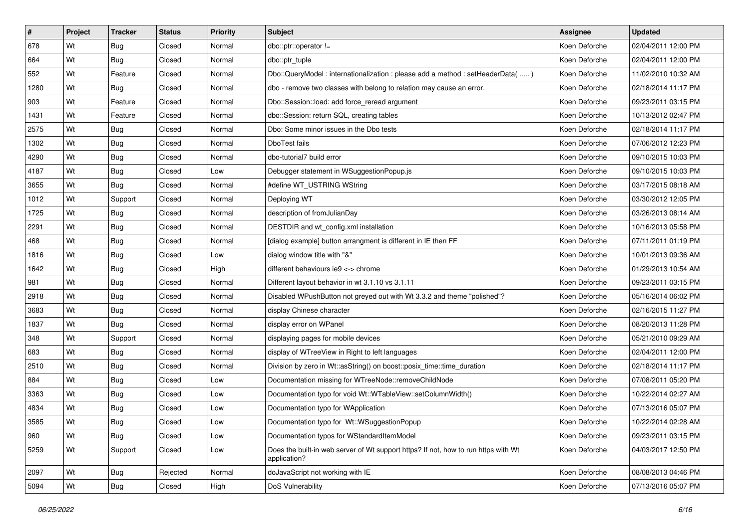| # | Project | Tracker | Status | Priority | Subject | Assignee | Updated |
|---|---|---|---|---|---|---|---|
| 678 | Wt | Bug | Closed | Normal | dbo::ptr::operator != | Koen Deforche | 02/04/2011 12:00 PM |
| 664 | Wt | Bug | Closed | Normal | dbo::ptr_tuple | Koen Deforche | 02/04/2011 12:00 PM |
| 552 | Wt | Feature | Closed | Normal | Dbo::QueryModel : internationalization : please add a method : setHeaderData( ..... ) | Koen Deforche | 11/02/2010 10:32 AM |
| 1280 | Wt | Bug | Closed | Normal | dbo - remove two classes with belong to relation may cause an error. | Koen Deforche | 02/18/2014 11:17 PM |
| 903 | Wt | Feature | Closed | Normal | Dbo::Session::load: add force_reread argument | Koen Deforche | 09/23/2011 03:15 PM |
| 1431 | Wt | Feature | Closed | Normal | dbo::Session: return SQL, creating tables | Koen Deforche | 10/13/2012 02:47 PM |
| 2575 | Wt | Bug | Closed | Normal | Dbo: Some minor issues in the Dbo tests | Koen Deforche | 02/18/2014 11:17 PM |
| 1302 | Wt | Bug | Closed | Normal | DboTest fails | Koen Deforche | 07/06/2012 12:23 PM |
| 4290 | Wt | Bug | Closed | Normal | dbo-tutorial7 build error | Koen Deforche | 09/10/2015 10:03 PM |
| 4187 | Wt | Bug | Closed | Low | Debugger statement in WSuggestionPopup.js | Koen Deforche | 09/10/2015 10:03 PM |
| 3655 | Wt | Bug | Closed | Normal | #define WT_USTRING WString | Koen Deforche | 03/17/2015 08:18 AM |
| 1012 | Wt | Support | Closed | Normal | Deploying WT | Koen Deforche | 03/30/2012 12:05 PM |
| 1725 | Wt | Bug | Closed | Normal | description of fromJulianDay | Koen Deforche | 03/26/2013 08:14 AM |
| 2291 | Wt | Bug | Closed | Normal | DESTDIR and wt_config.xml installation | Koen Deforche | 10/16/2013 05:58 PM |
| 468 | Wt | Bug | Closed | Normal | [dialog example] button arrangment is different in IE then FF | Koen Deforche | 07/11/2011 01:19 PM |
| 1816 | Wt | Bug | Closed | Low | dialog window title with "&" | Koen Deforche | 10/01/2013 09:36 AM |
| 1642 | Wt | Bug | Closed | High | different behaviours ie9 <-> chrome | Koen Deforche | 01/29/2013 10:54 AM |
| 981 | Wt | Bug | Closed | Normal | Different layout behavior in wt 3.1.10 vs 3.1.11 | Koen Deforche | 09/23/2011 03:15 PM |
| 2918 | Wt | Bug | Closed | Normal | Disabled WPushButton not greyed out with Wt 3.3.2 and theme "polished"? | Koen Deforche | 05/16/2014 06:02 PM |
| 3683 | Wt | Bug | Closed | Normal | display Chinese character | Koen Deforche | 02/16/2015 11:27 PM |
| 1837 | Wt | Bug | Closed | Normal | display error on WPanel | Koen Deforche | 08/20/2013 11:28 PM |
| 348 | Wt | Support | Closed | Normal | displaying pages for mobile devices | Koen Deforche | 05/21/2010 09:29 AM |
| 683 | Wt | Bug | Closed | Normal | display of WTreeView in Right to left languages | Koen Deforche | 02/04/2011 12:00 PM |
| 2510 | Wt | Bug | Closed | Normal | Division by zero in Wt::asString() on boost::posix_time::time_duration | Koen Deforche | 02/18/2014 11:17 PM |
| 884 | Wt | Bug | Closed | Low | Documentation missing for WTreeNode::removeChildNode | Koen Deforche | 07/08/2011 05:20 PM |
| 3363 | Wt | Bug | Closed | Low | Documentation typo for void Wt::WTableView::setColumnWidth() | Koen Deforche | 10/22/2014 02:27 AM |
| 4834 | Wt | Bug | Closed | Low | Documentation typo for WApplication | Koen Deforche | 07/13/2016 05:07 PM |
| 3585 | Wt | Bug | Closed | Low | Documentation typo for Wt::WSuggestionPopup | Koen Deforche | 10/22/2014 02:28 AM |
| 960 | Wt | Bug | Closed | Low | Documentation typos for WStandardItemModel | Koen Deforche | 09/23/2011 03:15 PM |
| 5259 | Wt | Support | Closed | Low | Does the built-in web server of Wt support https? If not, how to run https with Wt application? | Koen Deforche | 04/03/2017 12:50 PM |
| 2097 | Wt | Bug | Rejected | Normal | doJavaScript not working with IE | Koen Deforche | 08/08/2013 04:46 PM |
| 5094 | Wt | Bug | Closed | High | DoS Vulnerability | Koen Deforche | 07/13/2016 05:07 PM |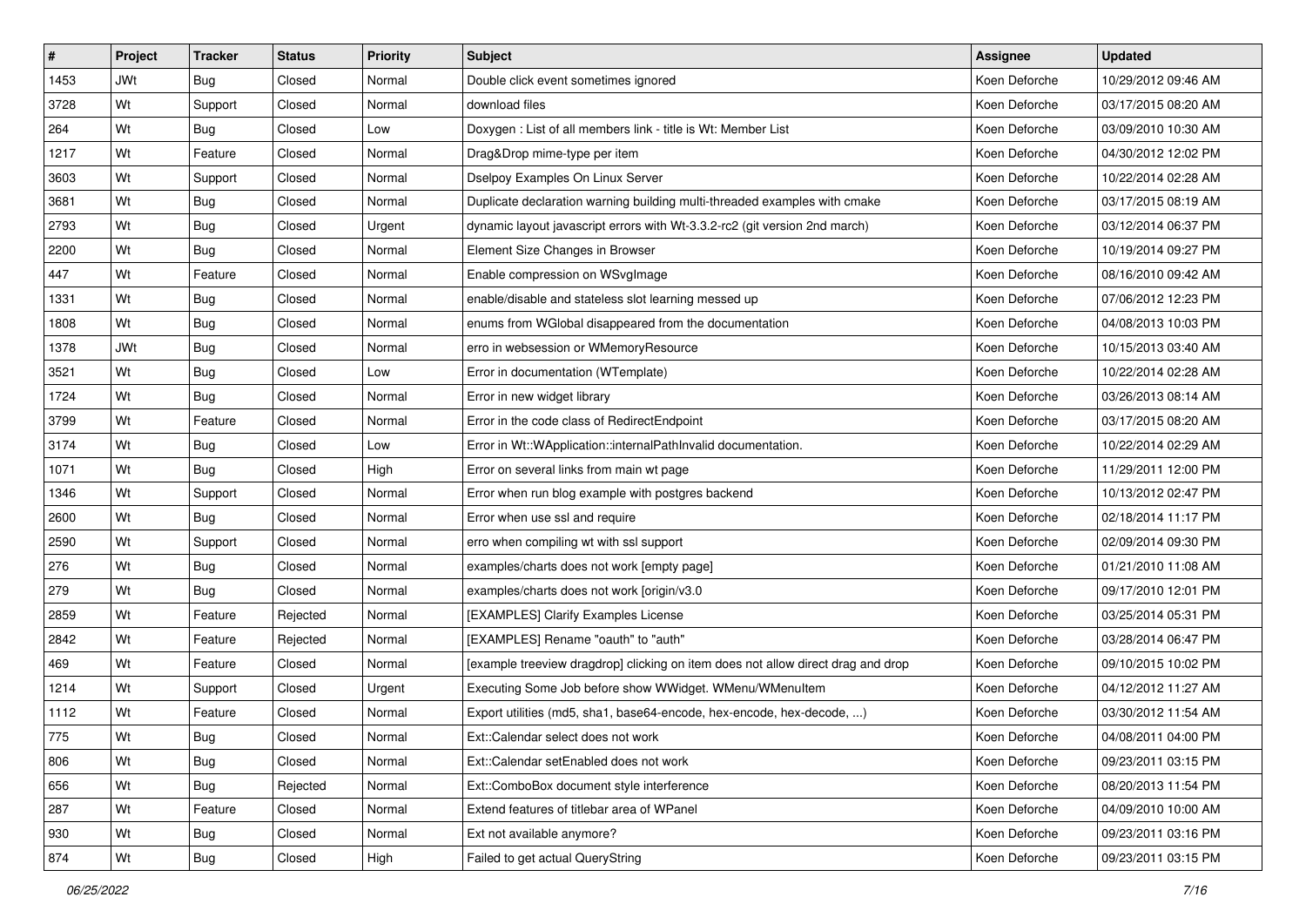| # | Project | Tracker | Status | Priority | Subject | Assignee | Updated |
|---|---|---|---|---|---|---|---|
| 1453 | JWt | Bug | Closed | Normal | Double click event sometimes ignored | Koen Deforche | 10/29/2012 09:46 AM |
| 3728 | Wt | Support | Closed | Normal | download files | Koen Deforche | 03/17/2015 08:20 AM |
| 264 | Wt | Bug | Closed | Low | Doxygen : List of all members link - title is Wt: Member List | Koen Deforche | 03/09/2010 10:30 AM |
| 1217 | Wt | Feature | Closed | Normal | Drag&Drop mime-type per item | Koen Deforche | 04/30/2012 12:02 PM |
| 3603 | Wt | Support | Closed | Normal | Dselpoy Examples On Linux Server | Koen Deforche | 10/22/2014 02:28 AM |
| 3681 | Wt | Bug | Closed | Normal | Duplicate declaration warning building multi-threaded examples with cmake | Koen Deforche | 03/17/2015 08:19 AM |
| 2793 | Wt | Bug | Closed | Urgent | dynamic layout javascript errors with Wt-3.3.2-rc2 (git version 2nd march) | Koen Deforche | 03/12/2014 06:37 PM |
| 2200 | Wt | Bug | Closed | Normal | Element Size Changes in Browser | Koen Deforche | 10/19/2014 09:27 PM |
| 447 | Wt | Feature | Closed | Normal | Enable compression on WSvgImage | Koen Deforche | 08/16/2010 09:42 AM |
| 1331 | Wt | Bug | Closed | Normal | enable/disable and stateless slot learning messed up | Koen Deforche | 07/06/2012 12:23 PM |
| 1808 | Wt | Bug | Closed | Normal | enums from WGlobal disappeared from the documentation | Koen Deforche | 04/08/2013 10:03 PM |
| 1378 | JWt | Bug | Closed | Normal | erro in websession or WMemoryResource | Koen Deforche | 10/15/2013 03:40 AM |
| 3521 | Wt | Bug | Closed | Low | Error in documentation (WTemplate) | Koen Deforche | 10/22/2014 02:28 AM |
| 1724 | Wt | Bug | Closed | Normal | Error in new widget library | Koen Deforche | 03/26/2013 08:14 AM |
| 3799 | Wt | Feature | Closed | Normal | Error in the code class of RedirectEndpoint | Koen Deforche | 03/17/2015 08:20 AM |
| 3174 | Wt | Bug | Closed | Low | Error in Wt::WApplication::internalPathInvalid documentation. | Koen Deforche | 10/22/2014 02:29 AM |
| 1071 | Wt | Bug | Closed | High | Error on several links from main wt page | Koen Deforche | 11/29/2011 12:00 PM |
| 1346 | Wt | Support | Closed | Normal | Error when run blog example with postgres backend | Koen Deforche | 10/13/2012 02:47 PM |
| 2600 | Wt | Bug | Closed | Normal | Error when use ssl and require | Koen Deforche | 02/18/2014 11:17 PM |
| 2590 | Wt | Support | Closed | Normal | erro when compiling wt with ssl support | Koen Deforche | 02/09/2014 09:30 PM |
| 276 | Wt | Bug | Closed | Normal | examples/charts does not work [empty page] | Koen Deforche | 01/21/2010 11:08 AM |
| 279 | Wt | Bug | Closed | Normal | examples/charts does not work [origin/v3.0 | Koen Deforche | 09/17/2010 12:01 PM |
| 2859 | Wt | Feature | Rejected | Normal | [EXAMPLES] Clarify Examples License | Koen Deforche | 03/25/2014 05:31 PM |
| 2842 | Wt | Feature | Rejected | Normal | [EXAMPLES] Rename "oauth" to "auth" | Koen Deforche | 03/28/2014 06:47 PM |
| 469 | Wt | Feature | Closed | Normal | [example treeview dragdrop] clicking on item does not allow direct drag and drop | Koen Deforche | 09/10/2015 10:02 PM |
| 1214 | Wt | Support | Closed | Urgent | Executing Some Job before show WWidget. WMenu/WMenuItem | Koen Deforche | 04/12/2012 11:27 AM |
| 1112 | Wt | Feature | Closed | Normal | Export utilities (md5, sha1, base64-encode, hex-encode, hex-decode, ...) | Koen Deforche | 03/30/2012 11:54 AM |
| 775 | Wt | Bug | Closed | Normal | Ext::Calendar select does not work | Koen Deforche | 04/08/2011 04:00 PM |
| 806 | Wt | Bug | Closed | Normal | Ext::Calendar setEnabled does not work | Koen Deforche | 09/23/2011 03:15 PM |
| 656 | Wt | Bug | Rejected | Normal | Ext::ComboBox document style interference | Koen Deforche | 08/20/2013 11:54 PM |
| 287 | Wt | Feature | Closed | Normal | Extend features of titlebar area of WPanel | Koen Deforche | 04/09/2010 10:00 AM |
| 930 | Wt | Bug | Closed | Normal | Ext not available anymore? | Koen Deforche | 09/23/2011 03:16 PM |
| 874 | Wt | Bug | Closed | High | Failed to get actual QueryString | Koen Deforche | 09/23/2011 03:15 PM |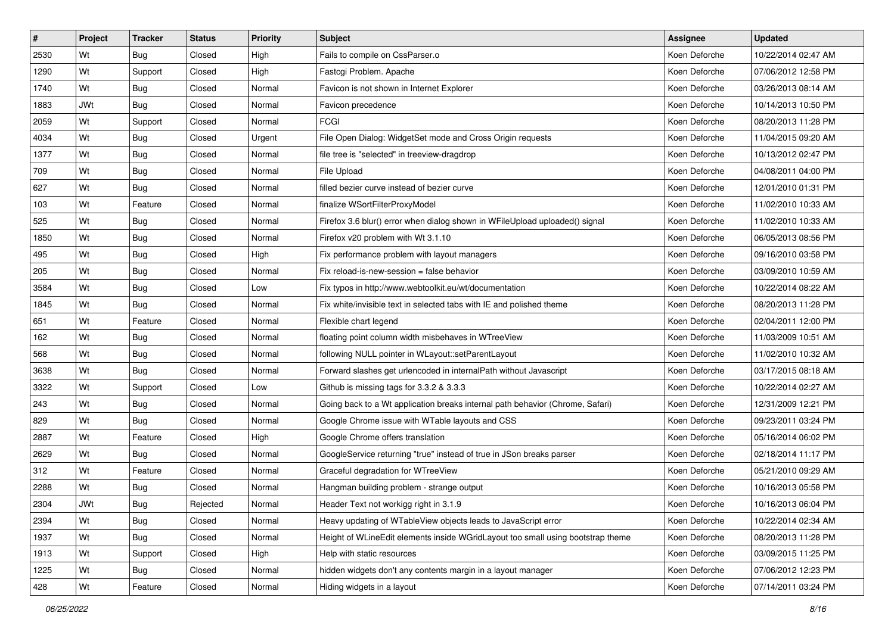| # | Project | Tracker | Status | Priority | Subject | Assignee | Updated |
|---|---|---|---|---|---|---|---|
| 2530 | Wt | Bug | Closed | High | Fails to compile on CssParser.o | Koen Deforche | 10/22/2014 02:47 AM |
| 1290 | Wt | Support | Closed | High | Fastcgi Problem. Apache | Koen Deforche | 07/06/2012 12:58 PM |
| 1740 | Wt | Bug | Closed | Normal | Favicon is not shown in Internet Explorer | Koen Deforche | 03/26/2013 08:14 AM |
| 1883 | JWt | Bug | Closed | Normal | Favicon precedence | Koen Deforche | 10/14/2013 10:50 PM |
| 2059 | Wt | Support | Closed | Normal | FCGI | Koen Deforche | 08/20/2013 11:28 PM |
| 4034 | Wt | Bug | Closed | Urgent | File Open Dialog: WidgetSet mode and Cross Origin requests | Koen Deforche | 11/04/2015 09:20 AM |
| 1377 | Wt | Bug | Closed | Normal | file tree is "selected" in treeview-dragdrop | Koen Deforche | 10/13/2012 02:47 PM |
| 709 | Wt | Bug | Closed | Normal | File Upload | Koen Deforche | 04/08/2011 04:00 PM |
| 627 | Wt | Bug | Closed | Normal | filled bezier curve instead of bezier curve | Koen Deforche | 12/01/2010 01:31 PM |
| 103 | Wt | Feature | Closed | Normal | finalize WSortFilterProxyModel | Koen Deforche | 11/02/2010 10:33 AM |
| 525 | Wt | Bug | Closed | Normal | Firefox 3.6 blur() error when dialog shown in WFileUpload uploaded() signal | Koen Deforche | 11/02/2010 10:33 AM |
| 1850 | Wt | Bug | Closed | Normal | Firefox v20 problem with Wt 3.1.10 | Koen Deforche | 06/05/2013 08:56 PM |
| 495 | Wt | Bug | Closed | High | Fix performance problem with layout managers | Koen Deforche | 09/16/2010 03:58 PM |
| 205 | Wt | Bug | Closed | Normal | Fix reload-is-new-session = false behavior | Koen Deforche | 03/09/2010 10:59 AM |
| 3584 | Wt | Bug | Closed | Low | Fix typos in http://www.webtoolkit.eu/wt/documentation | Koen Deforche | 10/22/2014 08:22 AM |
| 1845 | Wt | Bug | Closed | Normal | Fix white/invisible text in selected tabs with IE and polished theme | Koen Deforche | 08/20/2013 11:28 PM |
| 651 | Wt | Feature | Closed | Normal | Flexible chart legend | Koen Deforche | 02/04/2011 12:00 PM |
| 162 | Wt | Bug | Closed | Normal | floating point column width misbehaves in WTreeView | Koen Deforche | 11/03/2009 10:51 AM |
| 568 | Wt | Bug | Closed | Normal | following NULL pointer in WLayout::setParentLayout | Koen Deforche | 11/02/2010 10:32 AM |
| 3638 | Wt | Bug | Closed | Normal | Forward slashes get urlencoded in internalPath without Javascript | Koen Deforche | 03/17/2015 08:18 AM |
| 3322 | Wt | Support | Closed | Low | Github is missing tags for 3.3.2 & 3.3.3 | Koen Deforche | 10/22/2014 02:27 AM |
| 243 | Wt | Bug | Closed | Normal | Going back to a Wt application breaks internal path behavior (Chrome, Safari) | Koen Deforche | 12/31/2009 12:21 PM |
| 829 | Wt | Bug | Closed | Normal | Google Chrome issue with WTable layouts and CSS | Koen Deforche | 09/23/2011 03:24 PM |
| 2887 | Wt | Feature | Closed | High | Google Chrome offers translation | Koen Deforche | 05/16/2014 06:02 PM |
| 2629 | Wt | Bug | Closed | Normal | GoogleService returning "true" instead of true in JSon breaks parser | Koen Deforche | 02/18/2014 11:17 PM |
| 312 | Wt | Feature | Closed | Normal | Graceful degradation for WTreeView | Koen Deforche | 05/21/2010 09:29 AM |
| 2288 | Wt | Bug | Closed | Normal | Hangman building problem - strange output | Koen Deforche | 10/16/2013 05:58 PM |
| 2304 | JWt | Bug | Rejected | Normal | Header Text not workigg right in 3.1.9 | Koen Deforche | 10/16/2013 06:04 PM |
| 2394 | Wt | Bug | Closed | Normal | Heavy updating of WTableView objects leads to JavaScript error | Koen Deforche | 10/22/2014 02:34 AM |
| 1937 | Wt | Bug | Closed | Normal | Height of WLineEdit elements inside WGridLayout too small using bootstrap theme | Koen Deforche | 08/20/2013 11:28 PM |
| 1913 | Wt | Support | Closed | High | Help with static resources | Koen Deforche | 03/09/2015 11:25 PM |
| 1225 | Wt | Bug | Closed | Normal | hidden widgets don't any contents margin in a layout manager | Koen Deforche | 07/06/2012 12:23 PM |
| 428 | Wt | Feature | Closed | Normal | Hiding widgets in a layout | Koen Deforche | 07/14/2011 03:24 PM |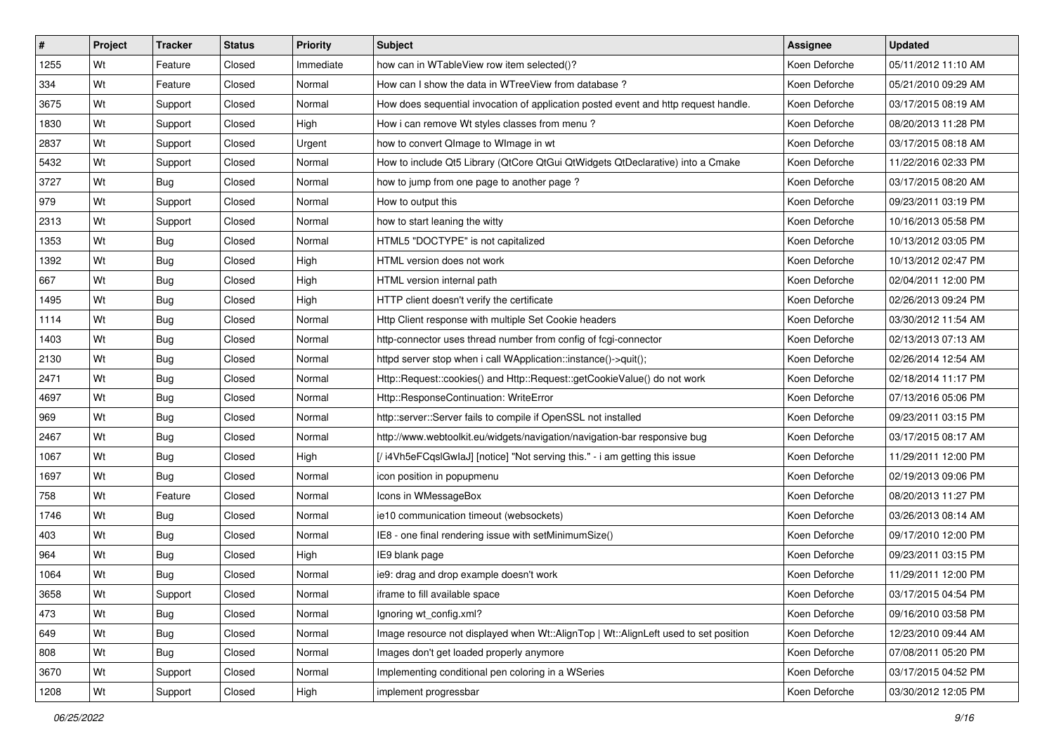| # | Project | Tracker | Status | Priority | Subject | Assignee | Updated |
|---|---|---|---|---|---|---|---|
| 1255 | Wt | Feature | Closed | Immediate | how can in WTableView row item selected()? | Koen Deforche | 05/11/2012 11:10 AM |
| 334 | Wt | Feature | Closed | Normal | How can I show the data in WTreeView from database ? | Koen Deforche | 05/21/2010 09:29 AM |
| 3675 | Wt | Support | Closed | Normal | How does sequential invocation of application posted event and http request handle. | Koen Deforche | 03/17/2015 08:19 AM |
| 1830 | Wt | Support | Closed | High | How i can remove Wt styles classes from menu ? | Koen Deforche | 08/20/2013 11:28 PM |
| 2837 | Wt | Support | Closed | Urgent | how to convert QImage to WImage in wt | Koen Deforche | 03/17/2015 08:18 AM |
| 5432 | Wt | Support | Closed | Normal | How to include Qt5 Library (QtCore QtGui QtWidgets QtDeclarative) into a Cmake | Koen Deforche | 11/22/2016 02:33 PM |
| 3727 | Wt | Bug | Closed | Normal | how to jump from one page to another page ? | Koen Deforche | 03/17/2015 08:20 AM |
| 979 | Wt | Support | Closed | Normal | How to output this | Koen Deforche | 09/23/2011 03:19 PM |
| 2313 | Wt | Support | Closed | Normal | how to start leaning the witty | Koen Deforche | 10/16/2013 05:58 PM |
| 1353 | Wt | Bug | Closed | Normal | HTML5 "DOCTYPE" is not capitalized | Koen Deforche | 10/13/2012 03:05 PM |
| 1392 | Wt | Bug | Closed | High | HTML version does not work | Koen Deforche | 10/13/2012 02:47 PM |
| 667 | Wt | Bug | Closed | High | HTML version internal path | Koen Deforche | 02/04/2011 12:00 PM |
| 1495 | Wt | Bug | Closed | High | HTTP client doesn't verify the certificate | Koen Deforche | 02/26/2013 09:24 PM |
| 1114 | Wt | Bug | Closed | Normal | Http Client response with multiple Set Cookie headers | Koen Deforche | 03/30/2012 11:54 AM |
| 1403 | Wt | Bug | Closed | Normal | http-connector uses thread number from config of fcgi-connector | Koen Deforche | 02/13/2013 07:13 AM |
| 2130 | Wt | Bug | Closed | Normal | httpd server stop when i call WApplication::instance()->quit(); | Koen Deforche | 02/26/2014 12:54 AM |
| 2471 | Wt | Bug | Closed | Normal | Http::Request::cookies() and Http::Request::getCookieValue() do not work | Koen Deforche | 02/18/2014 11:17 PM |
| 4697 | Wt | Bug | Closed | Normal | Http::ResponseContinuation: WriteError | Koen Deforche | 07/13/2016 05:06 PM |
| 969 | Wt | Bug | Closed | Normal | http::server::Server fails to compile if OpenSSL not installed | Koen Deforche | 09/23/2011 03:15 PM |
| 2467 | Wt | Bug | Closed | Normal | http://www.webtoolkit.eu/widgets/navigation/navigation-bar responsive bug | Koen Deforche | 03/17/2015 08:17 AM |
| 1067 | Wt | Bug | Closed | High | [/ i4Vh5eFCqslGwIaJ] [notice] "Not serving this." - i am getting this issue | Koen Deforche | 11/29/2011 12:00 PM |
| 1697 | Wt | Bug | Closed | Normal | icon position in popupmenu | Koen Deforche | 02/19/2013 09:06 PM |
| 758 | Wt | Feature | Closed | Normal | Icons in WMessageBox | Koen Deforche | 08/20/2013 11:27 PM |
| 1746 | Wt | Bug | Closed | Normal | ie10 communication timeout (websockets) | Koen Deforche | 03/26/2013 08:14 AM |
| 403 | Wt | Bug | Closed | Normal | IE8 - one final rendering issue with setMinimumSize() | Koen Deforche | 09/17/2010 12:00 PM |
| 964 | Wt | Bug | Closed | High | IE9 blank page | Koen Deforche | 09/23/2011 03:15 PM |
| 1064 | Wt | Bug | Closed | Normal | ie9: drag and drop example doesn't work | Koen Deforche | 11/29/2011 12:00 PM |
| 3658 | Wt | Support | Closed | Normal | iframe to fill available space | Koen Deforche | 03/17/2015 04:54 PM |
| 473 | Wt | Bug | Closed | Normal | Ignoring wt_config.xml? | Koen Deforche | 09/16/2010 03:58 PM |
| 649 | Wt | Bug | Closed | Normal | Image resource not displayed when Wt::AlignTop \| Wt::AlignLeft used to set position | Koen Deforche | 12/23/2010 09:44 AM |
| 808 | Wt | Bug | Closed | Normal | Images don't get loaded properly anymore | Koen Deforche | 07/08/2011 05:20 PM |
| 3670 | Wt | Support | Closed | Normal | Implementing conditional pen coloring in a WSeries | Koen Deforche | 03/17/2015 04:52 PM |
| 1208 | Wt | Support | Closed | High | implement progressbar | Koen Deforche | 03/30/2012 12:05 PM |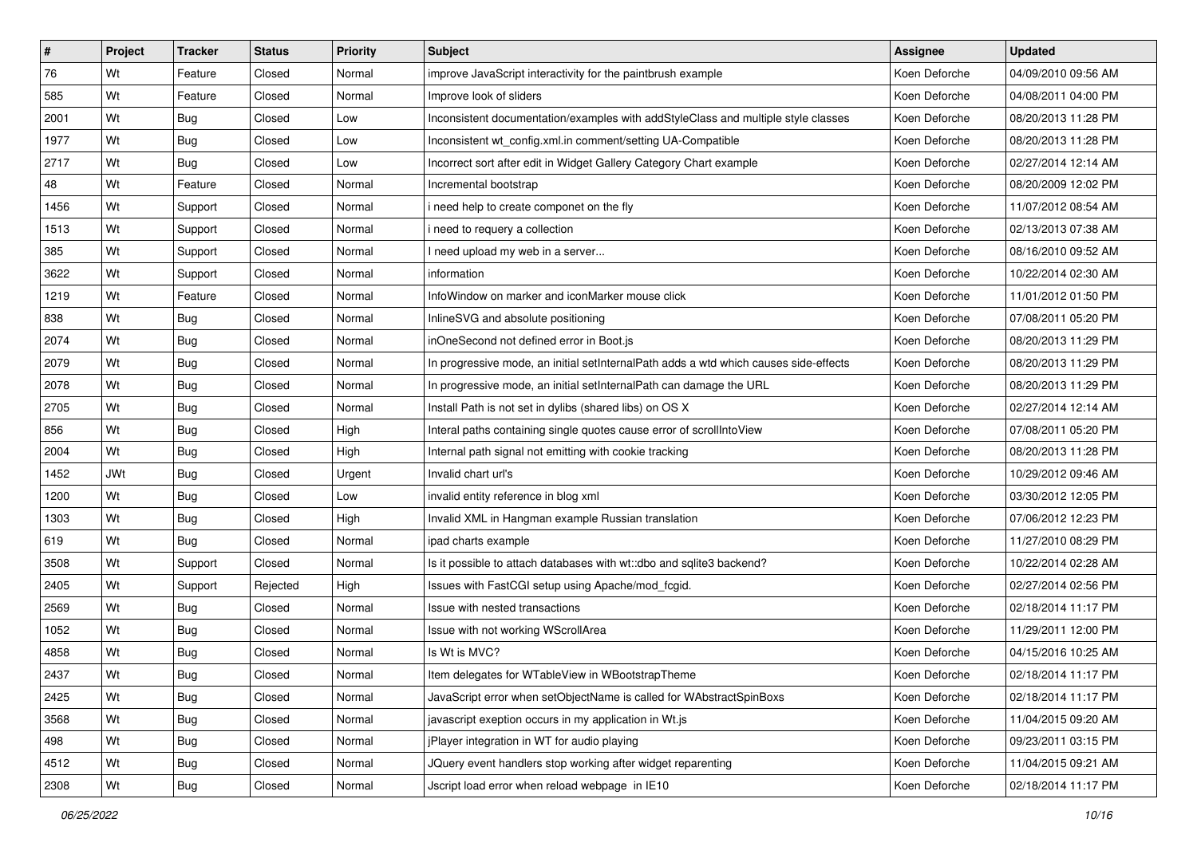| # | Project | Tracker | Status | Priority | Subject | Assignee | Updated |
|---|---|---|---|---|---|---|---|
| 76 | Wt | Feature | Closed | Normal | improve JavaScript interactivity for the paintbrush example | Koen Deforche | 04/09/2010 09:56 AM |
| 585 | Wt | Feature | Closed | Normal | Improve look of sliders | Koen Deforche | 04/08/2011 04:00 PM |
| 2001 | Wt | Bug | Closed | Low | Inconsistent documentation/examples with addStyleClass and multiple style classes | Koen Deforche | 08/20/2013 11:28 PM |
| 1977 | Wt | Bug | Closed | Low | Inconsistent wt_config.xml.in comment/setting UA-Compatible | Koen Deforche | 08/20/2013 11:28 PM |
| 2717 | Wt | Bug | Closed | Low | Incorrect sort after edit in Widget Gallery Category Chart example | Koen Deforche | 02/27/2014 12:14 AM |
| 48 | Wt | Feature | Closed | Normal | Incremental bootstrap | Koen Deforche | 08/20/2009 12:02 PM |
| 1456 | Wt | Support | Closed | Normal | i need help to create componet on the fly | Koen Deforche | 11/07/2012 08:54 AM |
| 1513 | Wt | Support | Closed | Normal | i need to requery a collection | Koen Deforche | 02/13/2013 07:38 AM |
| 385 | Wt | Support | Closed | Normal | I need upload my web in a server... | Koen Deforche | 08/16/2010 09:52 AM |
| 3622 | Wt | Support | Closed | Normal | information | Koen Deforche | 10/22/2014 02:30 AM |
| 1219 | Wt | Feature | Closed | Normal | InfoWindow on marker and iconMarker mouse click | Koen Deforche | 11/01/2012 01:50 PM |
| 838 | Wt | Bug | Closed | Normal | InlineSVG and absolute positioning | Koen Deforche | 07/08/2011 05:20 PM |
| 2074 | Wt | Bug | Closed | Normal | inOneSecond not defined error in Boot.js | Koen Deforche | 08/20/2013 11:29 PM |
| 2079 | Wt | Bug | Closed | Normal | In progressive mode, an initial setInternalPath adds a wtd which causes side-effects | Koen Deforche | 08/20/2013 11:29 PM |
| 2078 | Wt | Bug | Closed | Normal | In progressive mode, an initial setInternalPath can damage the URL | Koen Deforche | 08/20/2013 11:29 PM |
| 2705 | Wt | Bug | Closed | Normal | Install Path is not set in dylibs (shared libs) on OS X | Koen Deforche | 02/27/2014 12:14 AM |
| 856 | Wt | Bug | Closed | High | Interal paths containing single quotes cause error of scrollIntoView | Koen Deforche | 07/08/2011 05:20 PM |
| 2004 | Wt | Bug | Closed | High | Internal path signal not emitting with cookie tracking | Koen Deforche | 08/20/2013 11:28 PM |
| 1452 | JWt | Bug | Closed | Urgent | Invalid chart url's | Koen Deforche | 10/29/2012 09:46 AM |
| 1200 | Wt | Bug | Closed | Low | invalid entity reference in blog xml | Koen Deforche | 03/30/2012 12:05 PM |
| 1303 | Wt | Bug | Closed | High | Invalid XML in Hangman example Russian translation | Koen Deforche | 07/06/2012 12:23 PM |
| 619 | Wt | Bug | Closed | Normal | ipad charts example | Koen Deforche | 11/27/2010 08:29 PM |
| 3508 | Wt | Support | Closed | Normal | Is it possible to attach databases with wt::dbo and sqlite3 backend? | Koen Deforche | 10/22/2014 02:28 AM |
| 2405 | Wt | Support | Rejected | High | Issues with FastCGI setup using Apache/mod_fcgid. | Koen Deforche | 02/27/2014 02:56 PM |
| 2569 | Wt | Bug | Closed | Normal | Issue with nested transactions | Koen Deforche | 02/18/2014 11:17 PM |
| 1052 | Wt | Bug | Closed | Normal | Issue with not working WScrollArea | Koen Deforche | 11/29/2011 12:00 PM |
| 4858 | Wt | Bug | Closed | Normal | Is Wt is MVC? | Koen Deforche | 04/15/2016 10:25 AM |
| 2437 | Wt | Bug | Closed | Normal | Item delegates for WTableView in WBootstrapTheme | Koen Deforche | 02/18/2014 11:17 PM |
| 2425 | Wt | Bug | Closed | Normal | JavaScript error when setObjectName is called for WAbstractSpinBoxs | Koen Deforche | 02/18/2014 11:17 PM |
| 3568 | Wt | Bug | Closed | Normal | javascript exeption occurs in my application in Wt.js | Koen Deforche | 11/04/2015 09:20 AM |
| 498 | Wt | Bug | Closed | Normal | jPlayer integration in WT for audio playing | Koen Deforche | 09/23/2011 03:15 PM |
| 4512 | Wt | Bug | Closed | Normal | JQuery event handlers stop working after widget reparenting | Koen Deforche | 11/04/2015 09:21 AM |
| 2308 | Wt | Bug | Closed | Normal | Jscript load error when reload webpage in IE10 | Koen Deforche | 02/18/2014 11:17 PM |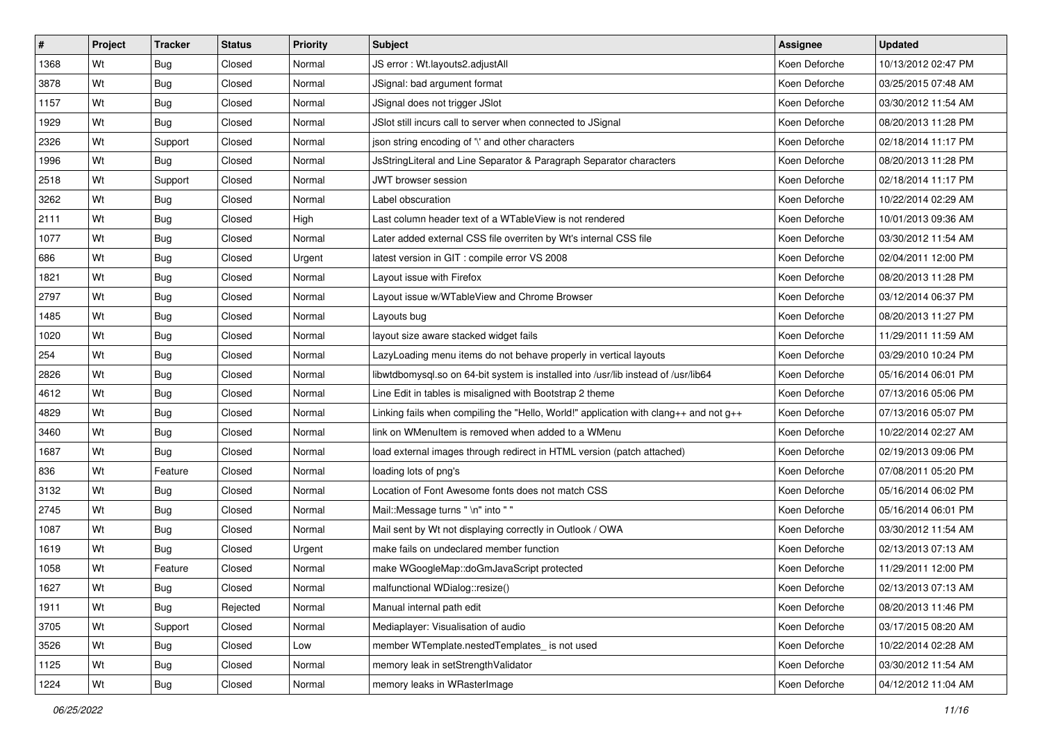| # | Project | Tracker | Status | Priority | Subject | Assignee | Updated |
|---|---|---|---|---|---|---|---|
| 1368 | Wt | Bug | Closed | Normal | JS error : Wt.layouts2.adjustAll | Koen Deforche | 10/13/2012 02:47 PM |
| 3878 | Wt | Bug | Closed | Normal | JSignal: bad argument format | Koen Deforche | 03/25/2015 07:48 AM |
| 1157 | Wt | Bug | Closed | Normal | JSignal does not trigger JSlot | Koen Deforche | 03/30/2012 11:54 AM |
| 1929 | Wt | Bug | Closed | Normal | JSlot still incurs call to server when connected to JSignal | Koen Deforche | 08/20/2013 11:28 PM |
| 2326 | Wt | Support | Closed | Normal | json string encoding of '\' and other characters | Koen Deforche | 02/18/2014 11:17 PM |
| 1996 | Wt | Bug | Closed | Normal | JsStringLiteral and Line Separator & Paragraph Separator characters | Koen Deforche | 08/20/2013 11:28 PM |
| 2518 | Wt | Support | Closed | Normal | JWT browser session | Koen Deforche | 02/18/2014 11:17 PM |
| 3262 | Wt | Bug | Closed | Normal | Label obscuration | Koen Deforche | 10/22/2014 02:29 AM |
| 2111 | Wt | Bug | Closed | High | Last column header text of a WTableView is not rendered | Koen Deforche | 10/01/2013 09:36 AM |
| 1077 | Wt | Bug | Closed | Normal | Later added external CSS file overriten by Wt's internal CSS file | Koen Deforche | 03/30/2012 11:54 AM |
| 686 | Wt | Bug | Closed | Urgent | latest version in GIT : compile error VS 2008 | Koen Deforche | 02/04/2011 12:00 PM |
| 1821 | Wt | Bug | Closed | Normal | Layout issue with Firefox | Koen Deforche | 08/20/2013 11:28 PM |
| 2797 | Wt | Bug | Closed | Normal | Layout issue w/WTableView and Chrome Browser | Koen Deforche | 03/12/2014 06:37 PM |
| 1485 | Wt | Bug | Closed | Normal | Layouts bug | Koen Deforche | 08/20/2013 11:27 PM |
| 1020 | Wt | Bug | Closed | Normal | layout size aware stacked widget fails | Koen Deforche | 11/29/2011 11:59 AM |
| 254 | Wt | Bug | Closed | Normal | LazyLoading menu items do not behave properly in vertical layouts | Koen Deforche | 03/29/2010 10:24 PM |
| 2826 | Wt | Bug | Closed | Normal | libwtdbomysql.so on 64-bit system is installed into /usr/lib instead of /usr/lib64 | Koen Deforche | 05/16/2014 06:01 PM |
| 4612 | Wt | Bug | Closed | Normal | Line Edit in tables is misaligned with Bootstrap 2 theme | Koen Deforche | 07/13/2016 05:06 PM |
| 4829 | Wt | Bug | Closed | Normal | Linking fails when compiling the "Hello, World!" application with clang++ and not g++ | Koen Deforche | 07/13/2016 05:07 PM |
| 3460 | Wt | Bug | Closed | Normal | link on WMenuItem is removed when added to a WMenu | Koen Deforche | 10/22/2014 02:27 AM |
| 1687 | Wt | Bug | Closed | Normal | load external images through redirect in HTML version (patch attached) | Koen Deforche | 02/19/2013 09:06 PM |
| 836 | Wt | Feature | Closed | Normal | loading lots of png's | Koen Deforche | 07/08/2011 05:20 PM |
| 3132 | Wt | Bug | Closed | Normal | Location of Font Awesome fonts does not match CSS | Koen Deforche | 05/16/2014 06:02 PM |
| 2745 | Wt | Bug | Closed | Normal | Mail::Message turns " \n" into " " | Koen Deforche | 05/16/2014 06:01 PM |
| 1087 | Wt | Bug | Closed | Normal | Mail sent by Wt not displaying correctly in Outlook / OWA | Koen Deforche | 03/30/2012 11:54 AM |
| 1619 | Wt | Bug | Closed | Urgent | make fails on undeclared member function | Koen Deforche | 02/13/2013 07:13 AM |
| 1058 | Wt | Feature | Closed | Normal | make WGoogleMap::doGmJavaScript protected | Koen Deforche | 11/29/2011 12:00 PM |
| 1627 | Wt | Bug | Closed | Normal | malfunctional WDialog::resize() | Koen Deforche | 02/13/2013 07:13 AM |
| 1911 | Wt | Bug | Rejected | Normal | Manual internal path edit | Koen Deforche | 08/20/2013 11:46 PM |
| 3705 | Wt | Support | Closed | Normal | Mediaplayer: Visualisation of audio | Koen Deforche | 03/17/2015 08:20 AM |
| 3526 | Wt | Bug | Closed | Low | member WTemplate.nestedTemplates_ is not used | Koen Deforche | 10/22/2014 02:28 AM |
| 1125 | Wt | Bug | Closed | Normal | memory leak in setStrengthValidator | Koen Deforche | 03/30/2012 11:54 AM |
| 1224 | Wt | Bug | Closed | Normal | memory leaks in WRasterImage | Koen Deforche | 04/12/2012 11:04 AM |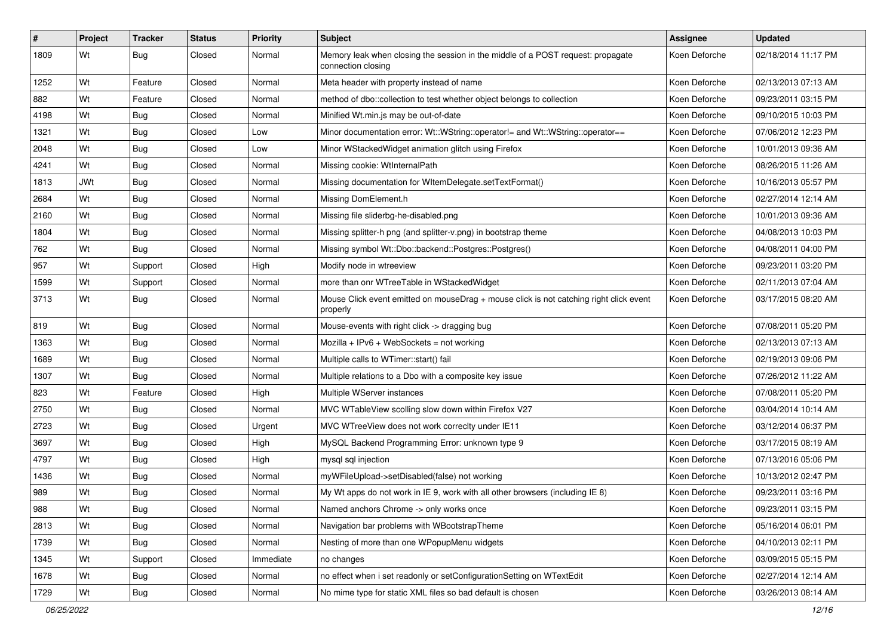| # | Project | Tracker | Status | Priority | Subject | Assignee | Updated |
|---|---|---|---|---|---|---|---|
| 1809 | Wt | Bug | Closed | Normal | Memory leak when closing the session in the middle of a POST request: propagate connection closing | Koen Deforche | 02/18/2014 11:17 PM |
| 1252 | Wt | Feature | Closed | Normal | Meta header with property instead of name | Koen Deforche | 02/13/2013 07:13 AM |
| 882 | Wt | Feature | Closed | Normal | method of dbo::collection to test whether object belongs to collection | Koen Deforche | 09/23/2011 03:15 PM |
| 4198 | Wt | Bug | Closed | Normal | Minified Wt.min.js may be out-of-date | Koen Deforche | 09/10/2015 10:03 PM |
| 1321 | Wt | Bug | Closed | Low | Minor documentation error: Wt::WString::operator!= and Wt::WString::operator== | Koen Deforche | 07/06/2012 12:23 PM |
| 2048 | Wt | Bug | Closed | Low | Minor WStackedWidget animation glitch using Firefox | Koen Deforche | 10/01/2013 09:36 AM |
| 4241 | Wt | Bug | Closed | Normal | Missing cookie: WtInternalPath | Koen Deforche | 08/26/2015 11:26 AM |
| 1813 | JWt | Bug | Closed | Normal | Missing documentation for WItemDelegate.setTextFormat() | Koen Deforche | 10/16/2013 05:57 PM |
| 2684 | Wt | Bug | Closed | Normal | Missing DomElement.h | Koen Deforche | 02/27/2014 12:14 AM |
| 2160 | Wt | Bug | Closed | Normal | Missing file sliderbg-he-disabled.png | Koen Deforche | 10/01/2013 09:36 AM |
| 1804 | Wt | Bug | Closed | Normal | Missing splitter-h png (and splitter-v.png) in bootstrap theme | Koen Deforche | 04/08/2013 10:03 PM |
| 762 | Wt | Bug | Closed | Normal | Missing symbol Wt::Dbo::backend::Postgres::Postgres() | Koen Deforche | 04/08/2011 04:00 PM |
| 957 | Wt | Support | Closed | High | Modify node in wtreeview | Koen Deforche | 09/23/2011 03:20 PM |
| 1599 | Wt | Support | Closed | Normal | more than onr WTreeTable in WStackedWidget | Koen Deforche | 02/11/2013 07:04 AM |
| 3713 | Wt | Bug | Closed | Normal | Mouse Click event emitted on mouseDrag + mouse click is not catching right click event properly | Koen Deforche | 03/17/2015 08:20 AM |
| 819 | Wt | Bug | Closed | Normal | Mouse-events with right click -> dragging bug | Koen Deforche | 07/08/2011 05:20 PM |
| 1363 | Wt | Bug | Closed | Normal | Mozilla + IPv6 + WebSockets = not working | Koen Deforche | 02/13/2013 07:13 AM |
| 1689 | Wt | Bug | Closed | Normal | Multiple calls to WTimer::start() fail | Koen Deforche | 02/19/2013 09:06 PM |
| 1307 | Wt | Bug | Closed | Normal | Multiple relations to a Dbo with a composite key issue | Koen Deforche | 07/26/2012 11:22 AM |
| 823 | Wt | Feature | Closed | High | Multiple WServer instances | Koen Deforche | 07/08/2011 05:20 PM |
| 2750 | Wt | Bug | Closed | Normal | MVC WTableView scolling slow down within Firefox V27 | Koen Deforche | 03/04/2014 10:14 AM |
| 2723 | Wt | Bug | Closed | Urgent | MVC WTreeView does not work correclty under IE11 | Koen Deforche | 03/12/2014 06:37 PM |
| 3697 | Wt | Bug | Closed | High | MySQL Backend Programming Error: unknown type 9 | Koen Deforche | 03/17/2015 08:19 AM |
| 4797 | Wt | Bug | Closed | High | mysql sql injection | Koen Deforche | 07/13/2016 05:06 PM |
| 1436 | Wt | Bug | Closed | Normal | myWFileUpload->setDisabled(false) not working | Koen Deforche | 10/13/2012 02:47 PM |
| 989 | Wt | Bug | Closed | Normal | My Wt apps do not work in IE 9, work with all other browsers (including IE 8) | Koen Deforche | 09/23/2011 03:16 PM |
| 988 | Wt | Bug | Closed | Normal | Named anchors Chrome -> only works once | Koen Deforche | 09/23/2011 03:15 PM |
| 2813 | Wt | Bug | Closed | Normal | Navigation bar problems with WBootstrapTheme | Koen Deforche | 05/16/2014 06:01 PM |
| 1739 | Wt | Bug | Closed | Normal | Nesting of more than one WPopupMenu widgets | Koen Deforche | 04/10/2013 02:11 PM |
| 1345 | Wt | Support | Closed | Immediate | no changes | Koen Deforche | 03/09/2015 05:15 PM |
| 1678 | Wt | Bug | Closed | Normal | no effect when i set readonly or setConfigurationSetting on WTextEdit | Koen Deforche | 02/27/2014 12:14 AM |
| 1729 | Wt | Bug | Closed | Normal | No mime type for static XML files so bad default is chosen | Koen Deforche | 03/26/2013 08:14 AM |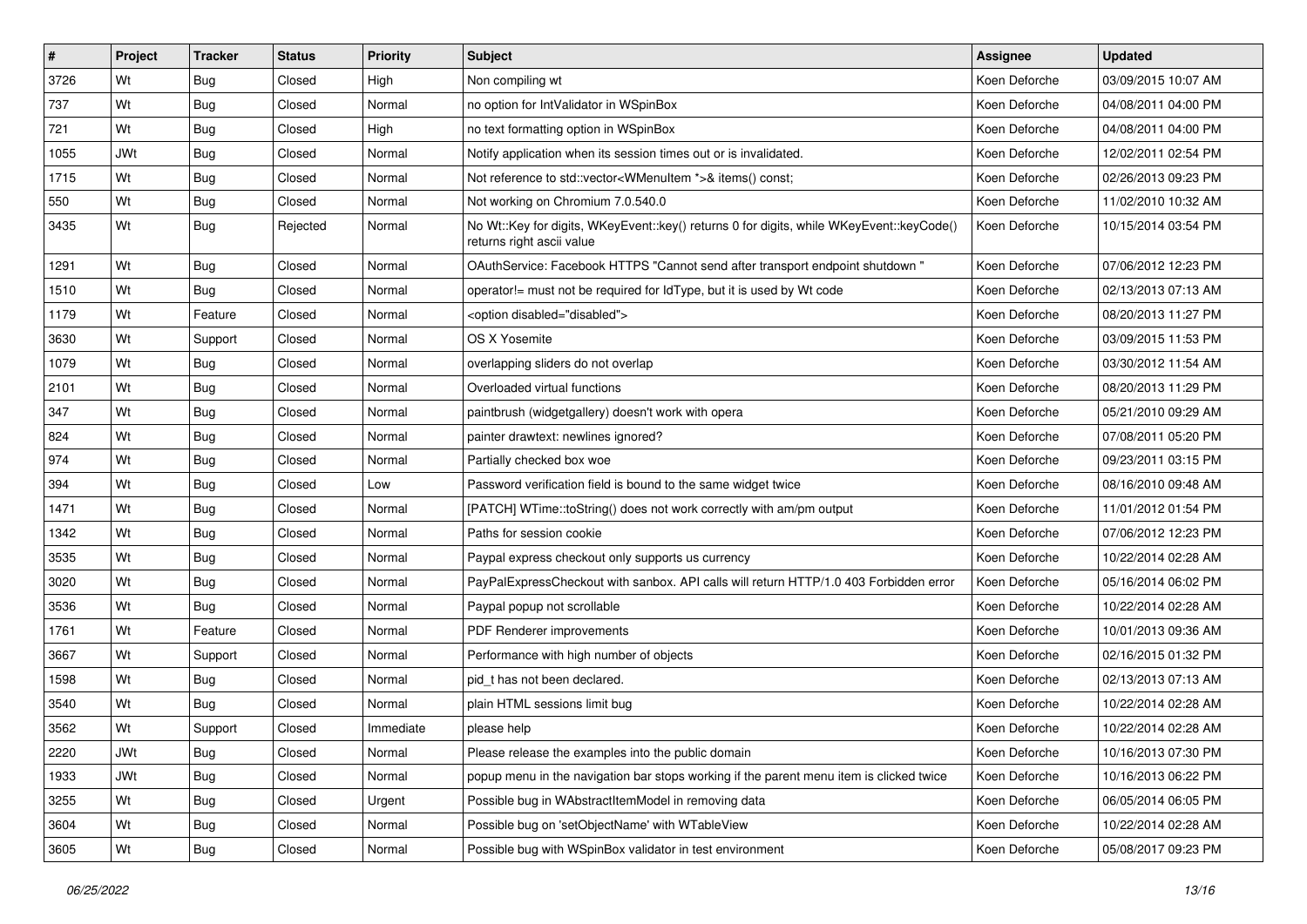| # | Project | Tracker | Status | Priority | Subject | Assignee | Updated |
| --- | --- | --- | --- | --- | --- | --- | --- |
| 3726 | Wt | Bug | Closed | High | Non compiling wt | Koen Deforche | 03/09/2015 10:07 AM |
| 737 | Wt | Bug | Closed | Normal | no option for IntValidator in WSpinBox | Koen Deforche | 04/08/2011 04:00 PM |
| 721 | Wt | Bug | Closed | High | no text formatting option in WSpinBox | Koen Deforche | 04/08/2011 04:00 PM |
| 1055 | JWt | Bug | Closed | Normal | Notify application when its session times out or is invalidated. | Koen Deforche | 12/02/2011 02:54 PM |
| 1715 | Wt | Bug | Closed | Normal | Not reference to std::vector<WMenuItem *>& items() const; | Koen Deforche | 02/26/2013 09:23 PM |
| 550 | Wt | Bug | Closed | Normal | Not working on Chromium 7.0.540.0 | Koen Deforche | 11/02/2010 10:32 AM |
| 3435 | Wt | Bug | Rejected | Normal | No Wt::Key for digits, WKeyEvent::key() returns 0 for digits, while WKeyEvent::keyCode() returns right ascii value | Koen Deforche | 10/15/2014 03:54 PM |
| 1291 | Wt | Bug | Closed | Normal | OAuthService: Facebook HTTPS "Cannot send after transport endpoint shutdown " | Koen Deforche | 07/06/2012 12:23 PM |
| 1510 | Wt | Bug | Closed | Normal | operator!= must not be required for IdType, but it is used by Wt code | Koen Deforche | 02/13/2013 07:13 AM |
| 1179 | Wt | Feature | Closed | Normal | <option disabled="disabled"> | Koen Deforche | 08/20/2013 11:27 PM |
| 3630 | Wt | Support | Closed | Normal | OS X Yosemite | Koen Deforche | 03/09/2015 11:53 PM |
| 1079 | Wt | Bug | Closed | Normal | overlapping sliders do not overlap | Koen Deforche | 03/30/2012 11:54 AM |
| 2101 | Wt | Bug | Closed | Normal | Overloaded virtual functions | Koen Deforche | 08/20/2013 11:29 PM |
| 347 | Wt | Bug | Closed | Normal | paintbrush (widgetgallery) doesn't work with opera | Koen Deforche | 05/21/2010 09:29 AM |
| 824 | Wt | Bug | Closed | Normal | painter drawtext: newlines ignored? | Koen Deforche | 07/08/2011 05:20 PM |
| 974 | Wt | Bug | Closed | Normal | Partially checked box woe | Koen Deforche | 09/23/2011 03:15 PM |
| 394 | Wt | Bug | Closed | Low | Password verification field is bound to the same widget twice | Koen Deforche | 08/16/2010 09:48 AM |
| 1471 | Wt | Bug | Closed | Normal | [PATCH] WTime::toString() does not work correctly with am/pm output | Koen Deforche | 11/01/2012 01:54 PM |
| 1342 | Wt | Bug | Closed | Normal | Paths for session cookie | Koen Deforche | 07/06/2012 12:23 PM |
| 3535 | Wt | Bug | Closed | Normal | Paypal express checkout only supports us currency | Koen Deforche | 10/22/2014 02:28 AM |
| 3020 | Wt | Bug | Closed | Normal | PayPalExpressCheckout with sanbox. API calls will return HTTP/1.0 403 Forbidden error | Koen Deforche | 05/16/2014 06:02 PM |
| 3536 | Wt | Bug | Closed | Normal | Paypal popup not scrollable | Koen Deforche | 10/22/2014 02:28 AM |
| 1761 | Wt | Feature | Closed | Normal | PDF Renderer improvements | Koen Deforche | 10/01/2013 09:36 AM |
| 3667 | Wt | Support | Closed | Normal | Performance with high number of objects | Koen Deforche | 02/16/2015 01:32 PM |
| 1598 | Wt | Bug | Closed | Normal | pid_t has not been declared. | Koen Deforche | 02/13/2013 07:13 AM |
| 3540 | Wt | Bug | Closed | Normal | plain HTML sessions limit bug | Koen Deforche | 10/22/2014 02:28 AM |
| 3562 | Wt | Support | Closed | Immediate | please help | Koen Deforche | 10/22/2014 02:28 AM |
| 2220 | JWt | Bug | Closed | Normal | Please release the examples into the public domain | Koen Deforche | 10/16/2013 07:30 PM |
| 1933 | JWt | Bug | Closed | Normal | popup menu in the navigation bar stops working if the parent menu item is clicked twice | Koen Deforche | 10/16/2013 06:22 PM |
| 3255 | Wt | Bug | Closed | Urgent | Possible bug in WAbstractItemModel in removing data | Koen Deforche | 06/05/2014 06:05 PM |
| 3604 | Wt | Bug | Closed | Normal | Possible bug on 'setObjectName' with WTableView | Koen Deforche | 10/22/2014 02:28 AM |
| 3605 | Wt | Bug | Closed | Normal | Possible bug with WSpinBox validator in test environment | Koen Deforche | 05/08/2017 09:23 PM |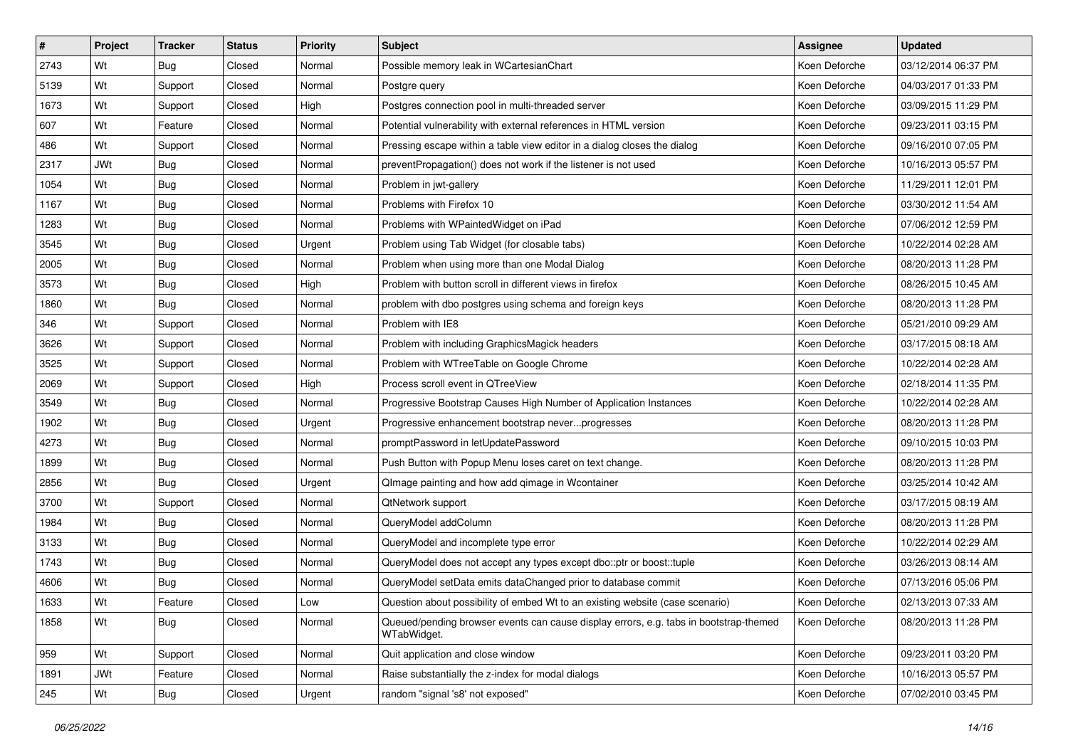| # | Project | Tracker | Status | Priority | Subject | Assignee | Updated |
|---|---|---|---|---|---|---|---|
| 2743 | Wt | Bug | Closed | Normal | Possible memory leak in WCartesianChart | Koen Deforche | 03/12/2014 06:37 PM |
| 5139 | Wt | Support | Closed | Normal | Postgre query | Koen Deforche | 04/03/2017 01:33 PM |
| 1673 | Wt | Support | Closed | High | Postgres connection pool in multi-threaded server | Koen Deforche | 03/09/2015 11:29 PM |
| 607 | Wt | Feature | Closed | Normal | Potential vulnerability with external references in HTML version | Koen Deforche | 09/23/2011 03:15 PM |
| 486 | Wt | Support | Closed | Normal | Pressing escape within a table view editor in a dialog closes the dialog | Koen Deforche | 09/16/2010 07:05 PM |
| 2317 | JWt | Bug | Closed | Normal | preventPropagation() does not work if the listener is not used | Koen Deforche | 10/16/2013 05:57 PM |
| 1054 | Wt | Bug | Closed | Normal | Problem in jwt-gallery | Koen Deforche | 11/29/2011 12:01 PM |
| 1167 | Wt | Bug | Closed | Normal | Problems with Firefox 10 | Koen Deforche | 03/30/2012 11:54 AM |
| 1283 | Wt | Bug | Closed | Normal | Problems with WPaintedWidget on iPad | Koen Deforche | 07/06/2012 12:59 PM |
| 3545 | Wt | Bug | Closed | Urgent | Problem using Tab Widget (for closable tabs) | Koen Deforche | 10/22/2014 02:28 AM |
| 2005 | Wt | Bug | Closed | Normal | Problem when using more than one Modal Dialog | Koen Deforche | 08/20/2013 11:28 PM |
| 3573 | Wt | Bug | Closed | High | Problem with button scroll in different views in firefox | Koen Deforche | 08/26/2015 10:45 AM |
| 1860 | Wt | Bug | Closed | Normal | problem with dbo postgres using schema and foreign keys | Koen Deforche | 08/20/2013 11:28 PM |
| 346 | Wt | Support | Closed | Normal | Problem with IE8 | Koen Deforche | 05/21/2010 09:29 AM |
| 3626 | Wt | Support | Closed | Normal | Problem with including GraphicsMagick headers | Koen Deforche | 03/17/2015 08:18 AM |
| 3525 | Wt | Support | Closed | Normal | Problem with WTreeTable on Google Chrome | Koen Deforche | 10/22/2014 02:28 AM |
| 2069 | Wt | Support | Closed | High | Process scroll event in QTreeView | Koen Deforche | 02/18/2014 11:35 PM |
| 3549 | Wt | Bug | Closed | Normal | Progressive Bootstrap Causes High Number of Application Instances | Koen Deforche | 10/22/2014 02:28 AM |
| 1902 | Wt | Bug | Closed | Urgent | Progressive enhancement bootstrap never...progresses | Koen Deforche | 08/20/2013 11:28 PM |
| 4273 | Wt | Bug | Closed | Normal | promptPassword in letUpdatePassword | Koen Deforche | 09/10/2015 10:03 PM |
| 1899 | Wt | Bug | Closed | Normal | Push Button with Popup Menu loses caret on text change. | Koen Deforche | 08/20/2013 11:28 PM |
| 2856 | Wt | Bug | Closed | Urgent | QImage painting and how add qimage in Wcontainer | Koen Deforche | 03/25/2014 10:42 AM |
| 3700 | Wt | Support | Closed | Normal | QtNetwork support | Koen Deforche | 03/17/2015 08:19 AM |
| 1984 | Wt | Bug | Closed | Normal | QueryModel addColumn | Koen Deforche | 08/20/2013 11:28 PM |
| 3133 | Wt | Bug | Closed | Normal | QueryModel and incomplete type error | Koen Deforche | 10/22/2014 02:29 AM |
| 1743 | Wt | Bug | Closed | Normal | QueryModel does not accept any types except dbo::ptr or boost::tuple | Koen Deforche | 03/26/2013 08:14 AM |
| 4606 | Wt | Bug | Closed | Normal | QueryModel setData emits dataChanged prior to database commit | Koen Deforche | 07/13/2016 05:06 PM |
| 1633 | Wt | Feature | Closed | Low | Question about possibility of embed Wt to an existing website (case scenario) | Koen Deforche | 02/13/2013 07:33 AM |
| 1858 | Wt | Bug | Closed | Normal | Queued/pending browser events can cause display errors, e.g. tabs in bootstrap-themed WTabWidget. | Koen Deforche | 08/20/2013 11:28 PM |
| 959 | Wt | Support | Closed | Normal | Quit application and close window | Koen Deforche | 09/23/2011 03:20 PM |
| 1891 | JWt | Feature | Closed | Normal | Raise substantially the z-index for modal dialogs | Koen Deforche | 10/16/2013 05:57 PM |
| 245 | Wt | Bug | Closed | Urgent | random "signal 's8' not exposed" | Koen Deforche | 07/02/2010 03:45 PM |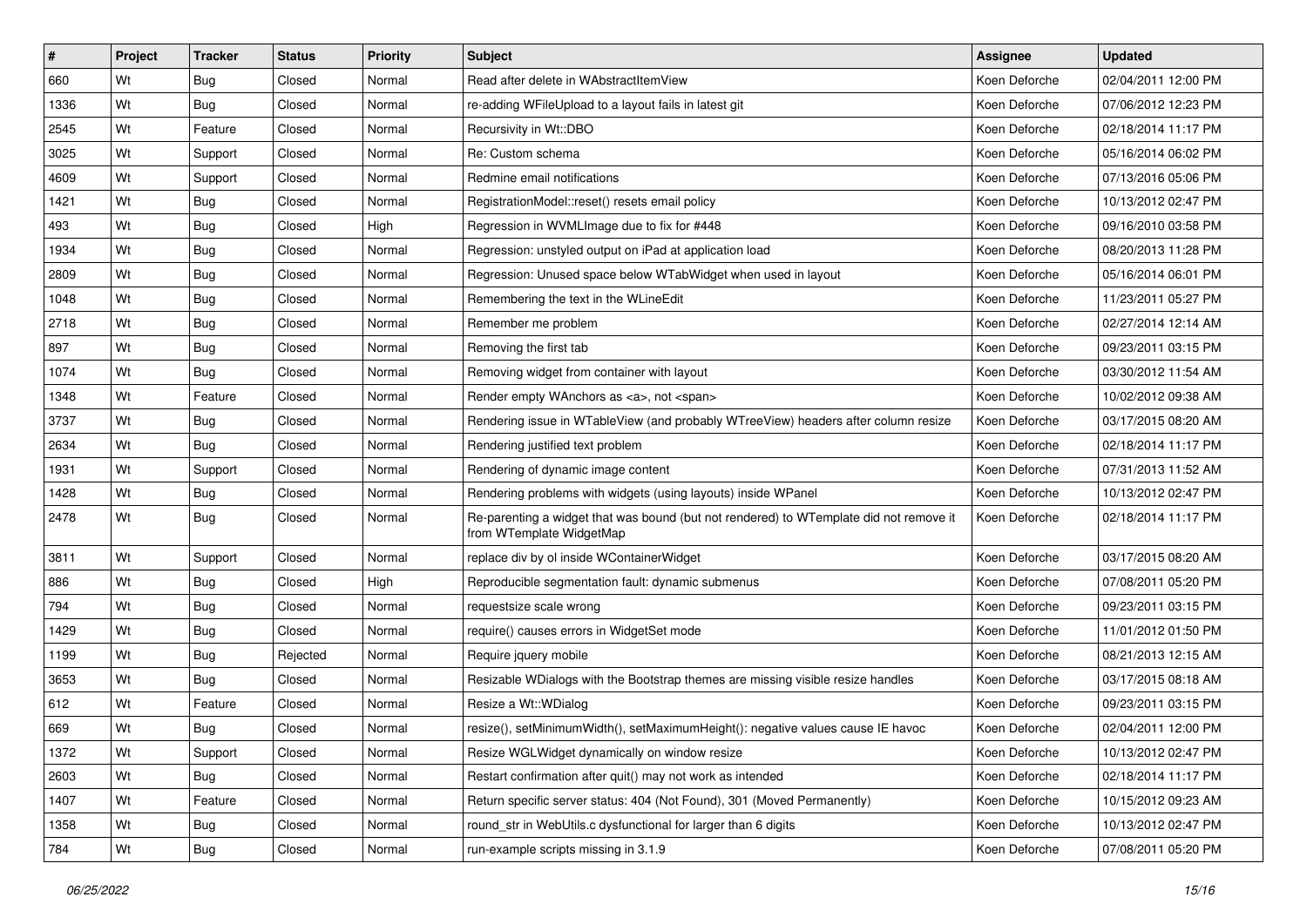| # | Project | Tracker | Status | Priority | Subject | Assignee | Updated |
| --- | --- | --- | --- | --- | --- | --- | --- |
| 660 | Wt | Bug | Closed | Normal | Read after delete in WAbstractItemView | Koen Deforche | 02/04/2011 12:00 PM |
| 1336 | Wt | Bug | Closed | Normal | re-adding WFileUpload to a layout fails in latest git | Koen Deforche | 07/06/2012 12:23 PM |
| 2545 | Wt | Feature | Closed | Normal | Recursivity in Wt::DBO | Koen Deforche | 02/18/2014 11:17 PM |
| 3025 | Wt | Support | Closed | Normal | Re: Custom schema | Koen Deforche | 05/16/2014 06:02 PM |
| 4609 | Wt | Support | Closed | Normal | Redmine email notifications | Koen Deforche | 07/13/2016 05:06 PM |
| 1421 | Wt | Bug | Closed | Normal | RegistrationModel::reset() resets email policy | Koen Deforche | 10/13/2012 02:47 PM |
| 493 | Wt | Bug | Closed | High | Regression in WVMLImage due to fix for #448 | Koen Deforche | 09/16/2010 03:58 PM |
| 1934 | Wt | Bug | Closed | Normal | Regression: unstyled output on iPad at application load | Koen Deforche | 08/20/2013 11:28 PM |
| 2809 | Wt | Bug | Closed | Normal | Regression: Unused space below WTabWidget when used in layout | Koen Deforche | 05/16/2014 06:01 PM |
| 1048 | Wt | Bug | Closed | Normal | Remembering the text in the WLineEdit | Koen Deforche | 11/23/2011 05:27 PM |
| 2718 | Wt | Bug | Closed | Normal | Remember me problem | Koen Deforche | 02/27/2014 12:14 AM |
| 897 | Wt | Bug | Closed | Normal | Removing the first tab | Koen Deforche | 09/23/2011 03:15 PM |
| 1074 | Wt | Bug | Closed | Normal | Removing widget from container with layout | Koen Deforche | 03/30/2012 11:54 AM |
| 1348 | Wt | Feature | Closed | Normal | Render empty WAnchors as <a>, not <span> | Koen Deforche | 10/02/2012 09:38 AM |
| 3737 | Wt | Bug | Closed | Normal | Rendering issue in WTableView (and probably WTreeView) headers after column resize | Koen Deforche | 03/17/2015 08:20 AM |
| 2634 | Wt | Bug | Closed | Normal | Rendering justified text problem | Koen Deforche | 02/18/2014 11:17 PM |
| 1931 | Wt | Support | Closed | Normal | Rendering of dynamic image content | Koen Deforche | 07/31/2013 11:52 AM |
| 1428 | Wt | Bug | Closed | Normal | Rendering problems with widgets (using layouts) inside WPanel | Koen Deforche | 10/13/2012 02:47 PM |
| 2478 | Wt | Bug | Closed | Normal | Re-parenting a widget that was bound (but not rendered) to WTemplate did not remove it from WTemplate WidgetMap | Koen Deforche | 02/18/2014 11:17 PM |
| 3811 | Wt | Support | Closed | Normal | replace div by ol inside WContainerWidget | Koen Deforche | 03/17/2015 08:20 AM |
| 886 | Wt | Bug | Closed | High | Reproducible segmentation fault: dynamic submenus | Koen Deforche | 07/08/2011 05:20 PM |
| 794 | Wt | Bug | Closed | Normal | requestsize scale wrong | Koen Deforche | 09/23/2011 03:15 PM |
| 1429 | Wt | Bug | Closed | Normal | require() causes errors in WidgetSet mode | Koen Deforche | 11/01/2012 01:50 PM |
| 1199 | Wt | Bug | Rejected | Normal | Require jquery mobile | Koen Deforche | 08/21/2013 12:15 AM |
| 3653 | Wt | Bug | Closed | Normal | Resizable WDialogs with the Bootstrap themes are missing visible resize handles | Koen Deforche | 03/17/2015 08:18 AM |
| 612 | Wt | Feature | Closed | Normal | Resize a Wt::WDialog | Koen Deforche | 09/23/2011 03:15 PM |
| 669 | Wt | Bug | Closed | Normal | resize(), setMinimumWidth(), setMaximumHeight(): negative values cause IE havoc | Koen Deforche | 02/04/2011 12:00 PM |
| 1372 | Wt | Support | Closed | Normal | Resize WGLWidget dynamically on window resize | Koen Deforche | 10/13/2012 02:47 PM |
| 2603 | Wt | Bug | Closed | Normal | Restart confirmation after quit() may not work as intended | Koen Deforche | 02/18/2014 11:17 PM |
| 1407 | Wt | Feature | Closed | Normal | Return specific server status: 404 (Not Found), 301 (Moved Permanently) | Koen Deforche | 10/15/2012 09:23 AM |
| 1358 | Wt | Bug | Closed | Normal | round_str in WebUtils.c dysfunctional for larger than 6 digits | Koen Deforche | 10/13/2012 02:47 PM |
| 784 | Wt | Bug | Closed | Normal | run-example scripts missing in 3.1.9 | Koen Deforche | 07/08/2011 05:20 PM |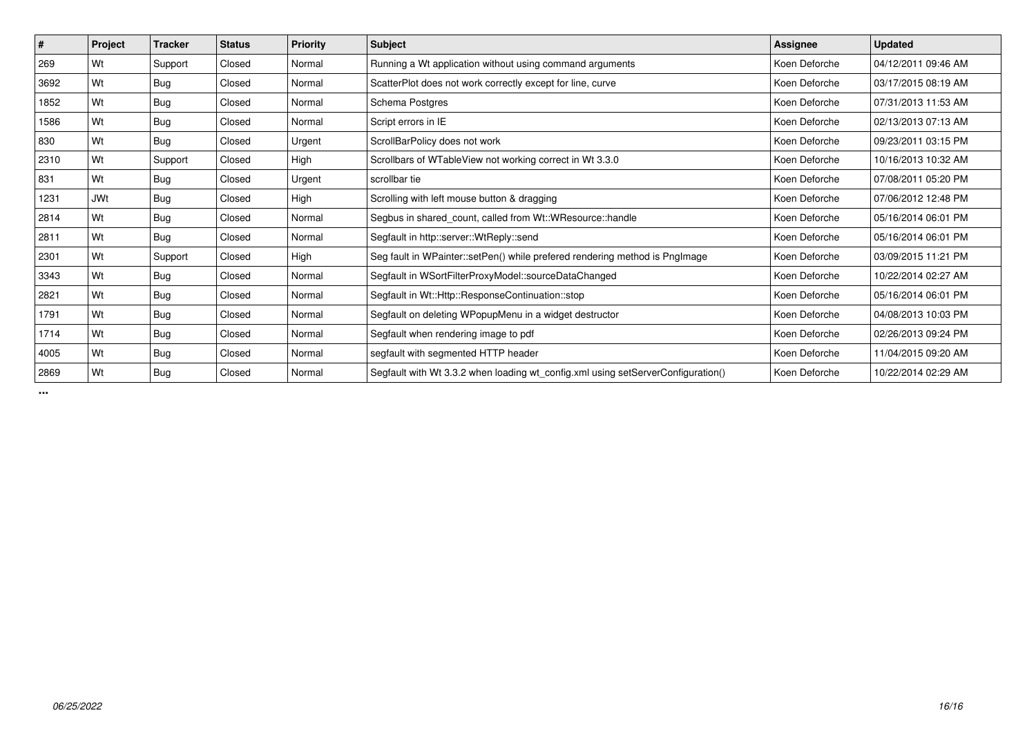| # | Project | Tracker | Status | Priority | Subject | Assignee | Updated |
|---|---|---|---|---|---|---|---|
| 269 | Wt | Support | Closed | Normal | Running a Wt application without using command arguments | Koen Deforche | 04/12/2011 09:46 AM |
| 3692 | Wt | Bug | Closed | Normal | ScatterPlot does not work correctly except for line, curve | Koen Deforche | 03/17/2015 08:19 AM |
| 1852 | Wt | Bug | Closed | Normal | Schema Postgres | Koen Deforche | 07/31/2013 11:53 AM |
| 1586 | Wt | Bug | Closed | Normal | Script errors in IE | Koen Deforche | 02/13/2013 07:13 AM |
| 830 | Wt | Bug | Closed | Urgent | ScrollBarPolicy does not work | Koen Deforche | 09/23/2011 03:15 PM |
| 2310 | Wt | Support | Closed | High | Scrollbars of WTableView not working correct in Wt 3.3.0 | Koen Deforche | 10/16/2013 10:32 AM |
| 831 | Wt | Bug | Closed | Urgent | scrollbar tie | Koen Deforche | 07/08/2011 05:20 PM |
| 1231 | JWt | Bug | Closed | High | Scrolling with left mouse button & dragging | Koen Deforche | 07/06/2012 12:48 PM |
| 2814 | Wt | Bug | Closed | Normal | Segbus in shared_count, called from Wt::WResource::handle | Koen Deforche | 05/16/2014 06:01 PM |
| 2811 | Wt | Bug | Closed | Normal | Segfault in http::server::WtReply::send | Koen Deforche | 05/16/2014 06:01 PM |
| 2301 | Wt | Support | Closed | High | Seg fault in WPainter::setPen() while prefered rendering method is PngImage | Koen Deforche | 03/09/2015 11:21 PM |
| 3343 | Wt | Bug | Closed | Normal | Segfault in WSortFilterProxyModel::sourceDataChanged | Koen Deforche | 10/22/2014 02:27 AM |
| 2821 | Wt | Bug | Closed | Normal | Segfault in Wt::Http::ResponseContinuation::stop | Koen Deforche | 05/16/2014 06:01 PM |
| 1791 | Wt | Bug | Closed | Normal | Segfault on deleting WPopupMenu in a widget destructor | Koen Deforche | 04/08/2013 10:03 PM |
| 1714 | Wt | Bug | Closed | Normal | Segfault when rendering image to pdf | Koen Deforche | 02/26/2013 09:24 PM |
| 4005 | Wt | Bug | Closed | Normal | segfault with segmented HTTP header | Koen Deforche | 11/04/2015 09:20 AM |
| 2869 | Wt | Bug | Closed | Normal | Segfault with Wt 3.3.2 when loading wt_config.xml using setServerConfiguration() | Koen Deforche | 10/22/2014 02:29 AM |

...